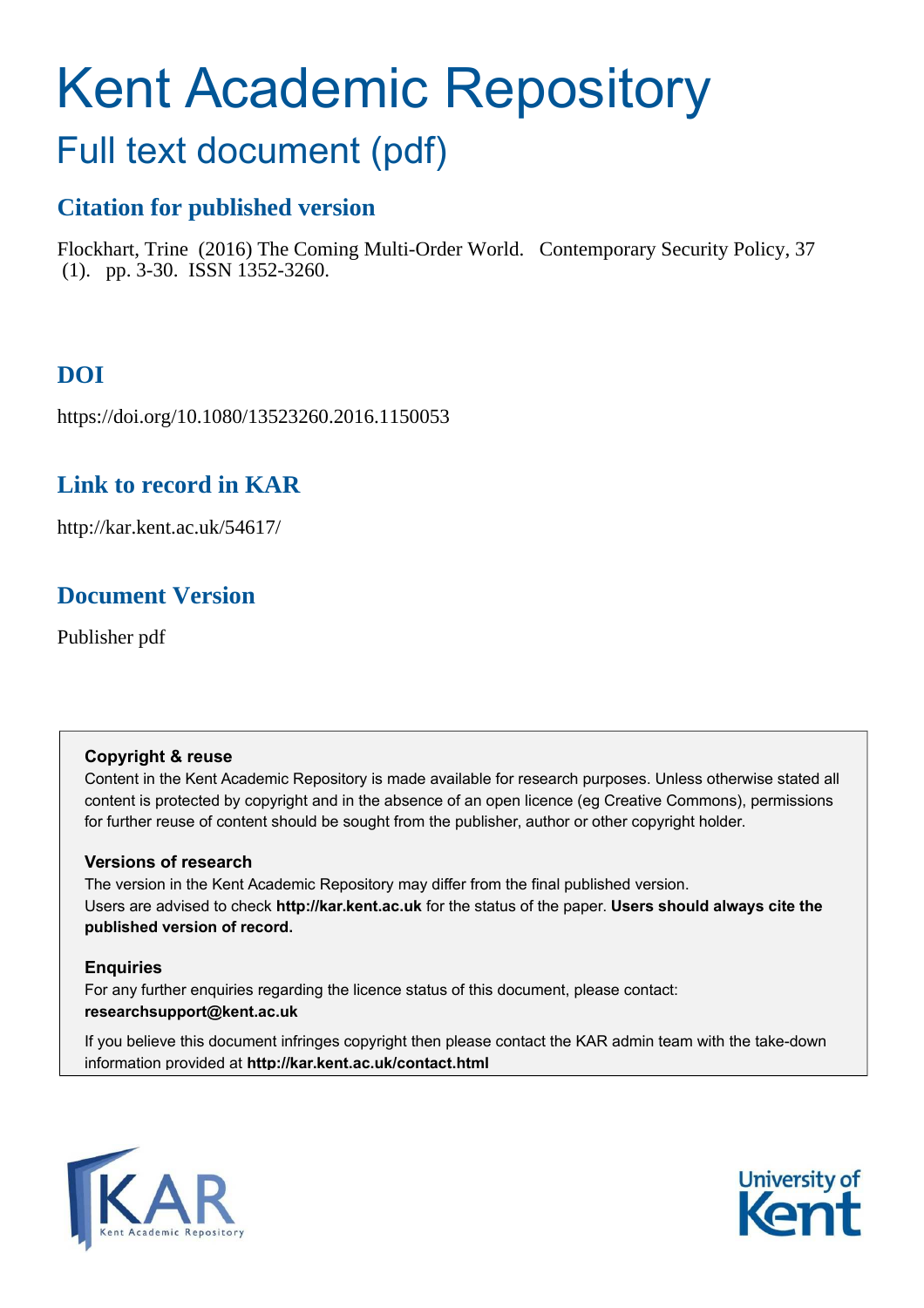# Kent Academic Repository

## Full text document (pdf)

### Citation for published version

Flockhart, Trine (2016) The Coming Multi-Order World. Contemporary Security Policy, 37 (1). pp. 3-30. ISSN 1352-3260.

### DOI

https://doi.org/10.1080/13523260.2016.1150053

### Link to record in KAR

http://kar.kent.ac.uk/54617/

### Document Version

Publisher pdf

**Copyright & reuse**

Content in the Kent Academic Repository is made available for research purposes. Unless otherwise stated all content is protected by copyright and in the absence of an open licence (eg Creative Commons), permissions for further reuse of content should be sought from the publisher, author or other copyright holder.

**Versions of research**

The version in the Kent Academic Repository may differ from the final published version. Users are advised to check **http://kar.kent.ac.uk** for the status of the paper. **Users should always cite the published version of record.**

**Enquiries**

For any further enquiries regarding the licence status of this document, please contact: **researchsupport@kent.ac.uk**

If you believe this document infringes copyright then please contact the KAR admin team with the take-down information provided at **http://kar.kent.ac.uk/contact.html**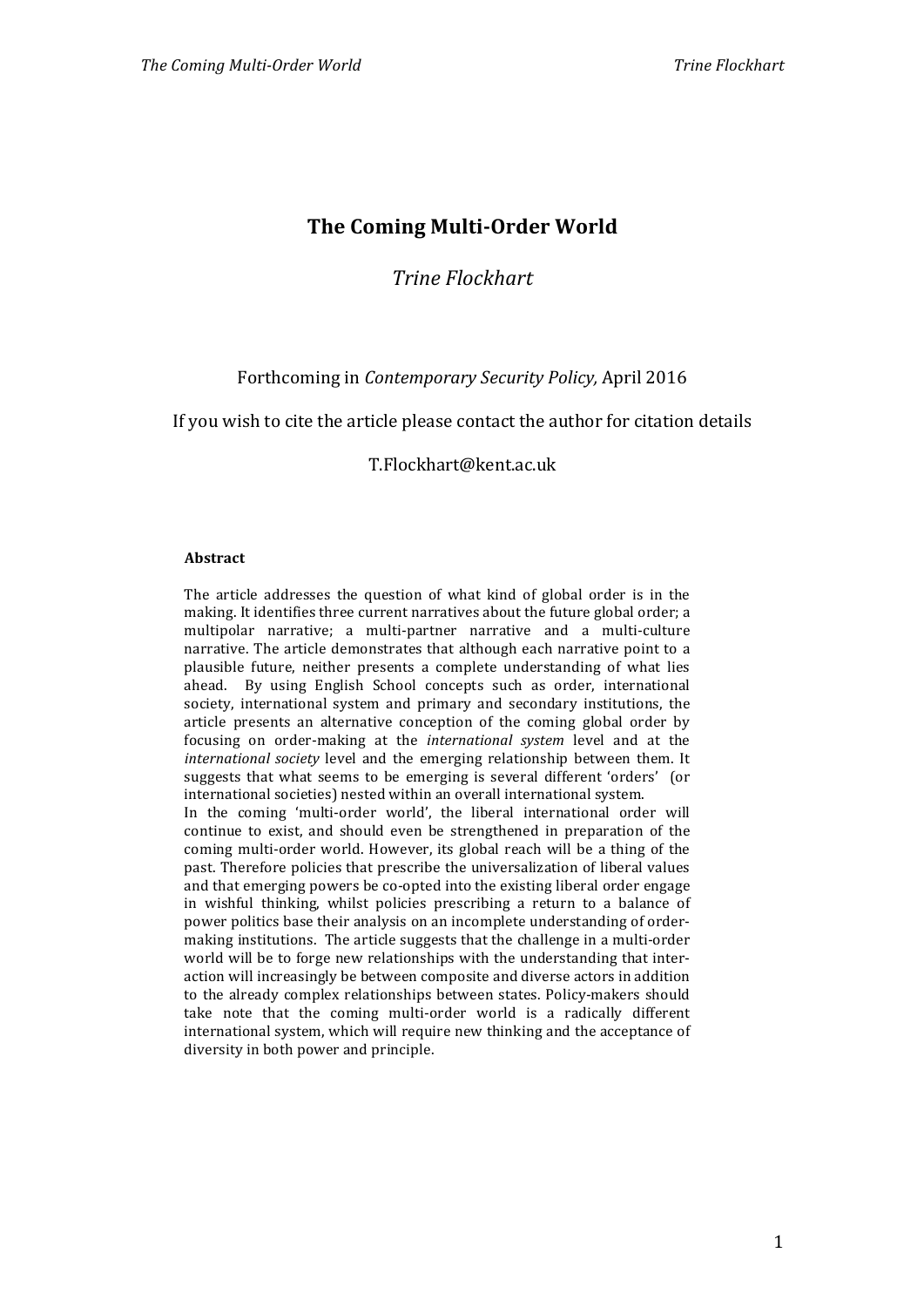# The Coming Multi-Order World

*Trine Flockhart*

Forthcoming in *Contemporary Security Policy,* April 2016

If you wish to cite the article please contact the author for citation details

T.Flockhart@kent.ac.uk

**Abstract**

The article addresses the question of what kind of global order is in the making. It identifies three current narratives about the future global order; a multipolar narrative; a multi-partner narrative and a multi-culture narrative. The article demonstrates that although each narrative point to a plausible future, neither presents a complete understanding of what lies ahead. By using English School concepts such as order, international society, international system and primary and secondary institutions, the article presents an alternative conception of the coming global order by focusing on order-making at the *international system* level and at the *international society* level and the emerging relationship between them. It suggests that what seems to be emerging is several different 'orders' (or international societies) nested within an overall international system.

In the coming 'multi-order world', the liberal international order will continue to exist, and should even be strengthened in preparation of the coming multi-order world. However, its global reach will be a thing of the past. Therefore policies that prescribe the universalization of liberal values and that emerging powers be co-opted into the existing liberal order engage in wishful thinking, whilst policies prescribing a return to a balance of power politics base their analysis on an incomplete understanding of order-making institutions. The article suggests that the challenge in a multi-order world will be to forge new relationships with the understanding that inter-action will increasingly be between composite and diverse actors in addition to the already complex relationships between states. Policy-makers should take note that the coming multi-order world is a radically different international system, which will require new thinking and the acceptance of diversity in both power and principle.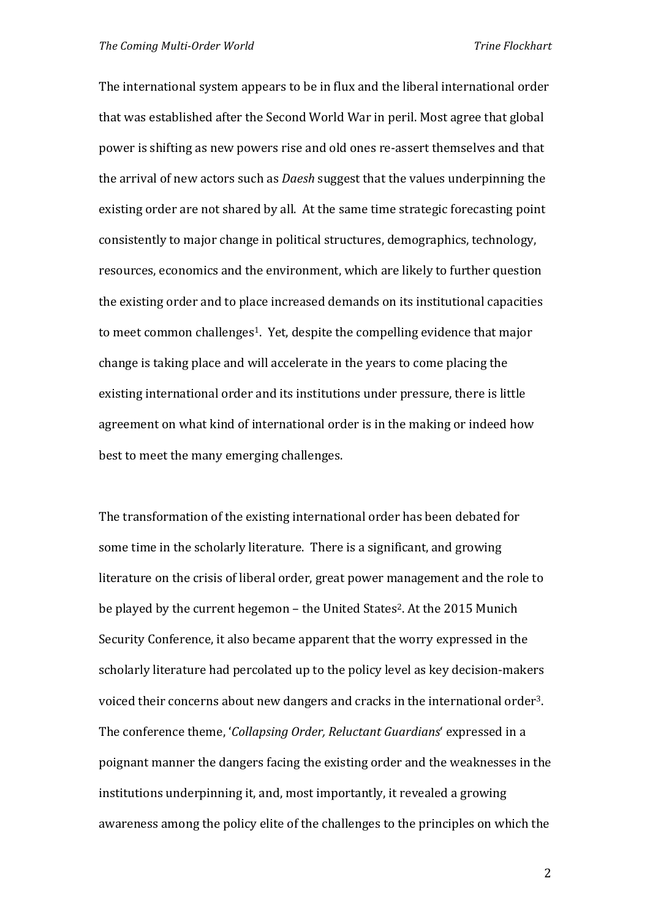The international system appears to be in flux and the liberal international order that was established after the Second World War in peril. Most agree that global power is shifting as new powers rise and old ones re-assert themselves and that the arrival of new actors such as *Daesh* suggest that the values underpinning the existing order are not shared by all. At the same time strategic forecasting point consistently to major change in political structures, demographics, technology, resources, economics and the environment, which are likely to further question the existing order and to place increased demands on its institutional capacities to meet common challenges[1]. Yet, despite the compelling evidence that major change is taking place and will accelerate in the years to come placing the existing international order and its institutions under pressure, there is little agreement on what kind of international order is in the making or indeed how best to meet the many emerging challenges.

The transformation of the existing international order has been debated for some time in the scholarly literature. There is a significant, and growing literature on the crisis of liberal order, great power management and the role to be played by the current hegemon – the United States[2]. At the 2015 Munich Security Conference, it also became apparent that the worry expressed in the scholarly literature had percolated up to the policy level as key decision-makers voiced their concerns about new dangers and cracks in the international order[3]. The conference theme, '*Collapsing Order, Reluctant Guardians*' expressed in a poignant manner the dangers facing the existing order and the weaknesses in the institutions underpinning it, and, most importantly, it revealed a growing awareness among the policy elite of the challenges to the principles on which the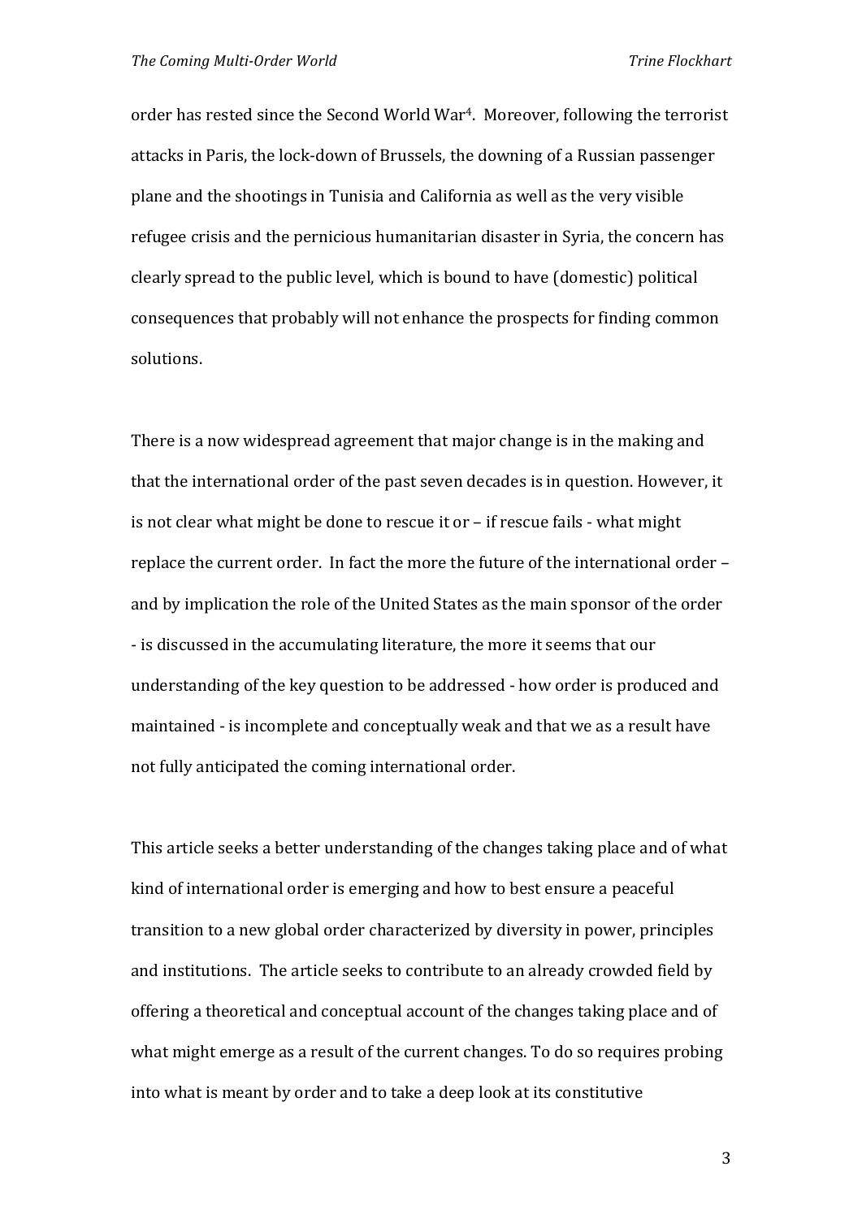order has rested since the Second World War[4]. Moreover, following the terrorist attacks in Paris, the lock-down of Brussels, the downing of a Russian passenger plane and the shootings in Tunisia and California as well as the very visible refugee crisis and the pernicious humanitarian disaster in Syria, the concern has clearly spread to the public level, which is bound to have (domestic) political consequences that probably will not enhance the prospects for finding common solutions.

There is a now widespread agreement that major change is in the making and that the international order of the past seven decades is in question. However, it is not clear what might be done to rescue it or – if rescue fails - what might replace the current order. In fact the more the future of the international order – and by implication the role of the United States as the main sponsor of the order - is discussed in the accumulating literature, the more it seems that our understanding of the key question to be addressed - how order is produced and maintained - is incomplete and conceptually weak and that we as a result have not fully anticipated the coming international order.

This article seeks a better understanding of the changes taking place and of what kind of international order is emerging and how to best ensure a peaceful transition to a new global order characterized by diversity in power, principles and institutions. The article seeks to contribute to an already crowded field by offering a theoretical and conceptual account of the changes taking place and of what might emerge as a result of the current changes. To do so requires probing into what is meant by order and to take a deep look at its constitutive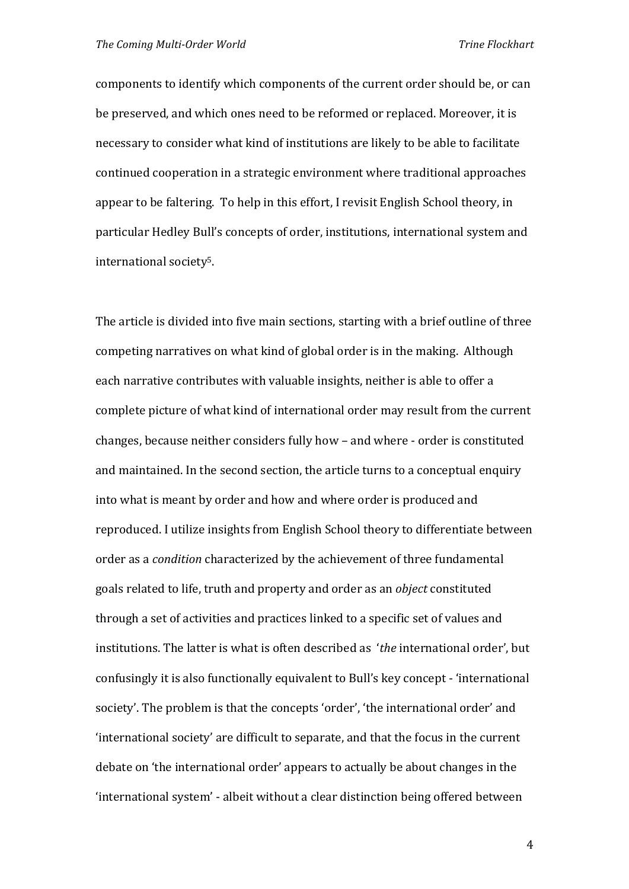components to identify which components of the current order should be, or can be preserved, and which ones need to be reformed or replaced. Moreover, it is necessary to consider what kind of institutions are likely to be able to facilitate continued cooperation in a strategic environment where traditional approaches appear to be faltering. To help in this effort, I revisit English School theory, in particular Hedley Bull's concepts of order, institutions, international system and international society[5].

The article is divided into five main sections, starting with a brief outline of three competing narratives on what kind of global order is in the making. Although each narrative contributes with valuable insights, neither is able to offer a complete picture of what kind of international order may result from the current changes, because neither considers fully how – and where - order is constituted and maintained. In the second section, the article turns to a conceptual enquiry into what is meant by order and how and where order is produced and reproduced. I utilize insights from English School theory to differentiate between order as a *condition* characterized by the achievement of three fundamental goals related to life, truth and property and order as an *object* constituted through a set of activities and practices linked to a specific set of values and institutions. The latter is what is often described as '*the* international order', but confusingly it is also functionally equivalent to Bull's key concept - 'international society'. The problem is that the concepts 'order', 'the international order' and 'international society' are difficult to separate, and that the focus in the current debate on 'the international order' appears to actually be about changes in the 'international system' - albeit without a clear distinction being offered between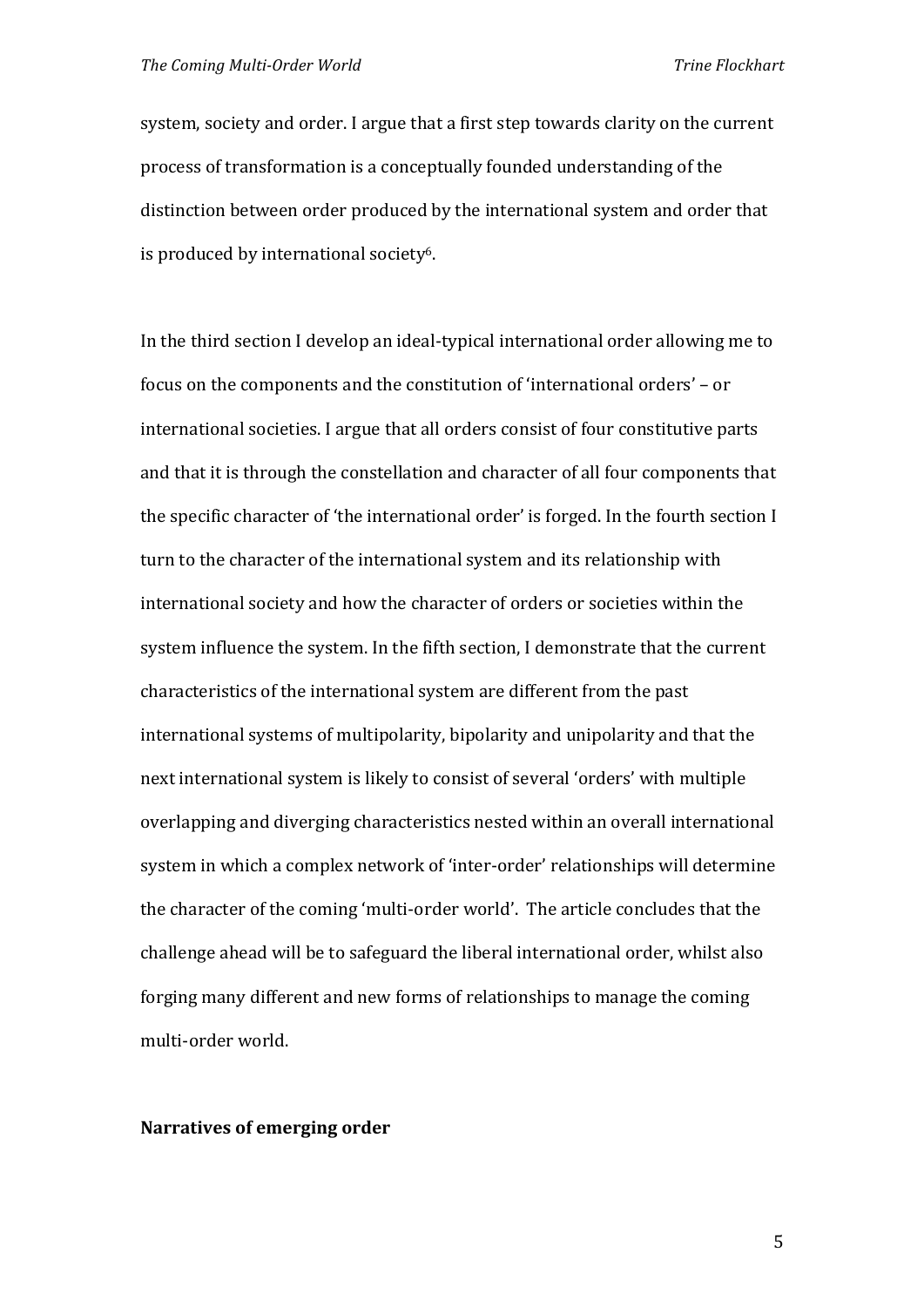system, society and order. I argue that a first step towards clarity on the current process of transformation is a conceptually founded understanding of the distinction between order produced by the international system and order that is produced by international society[6].

In the third section I develop an ideal-typical international order allowing me to focus on the components and the constitution of 'international orders' – or international societies. I argue that all orders consist of four constitutive parts and that it is through the constellation and character of all four components that the specific character of 'the international order' is forged. In the fourth section I turn to the character of the international system and its relationship with international society and how the character of orders or societies within the system influence the system. In the fifth section, I demonstrate that the current characteristics of the international system are different from the past international systems of multipolarity, bipolarity and unipolarity and that the next international system is likely to consist of several 'orders' with multiple overlapping and diverging characteristics nested within an overall international system in which a complex network of 'inter-order' relationships will determine the character of the coming 'multi-order world'. The article concludes that the challenge ahead will be to safeguard the liberal international order, whilst also forging many different and new forms of relationships to manage the coming multi-order world.

**Narratives of emerging order**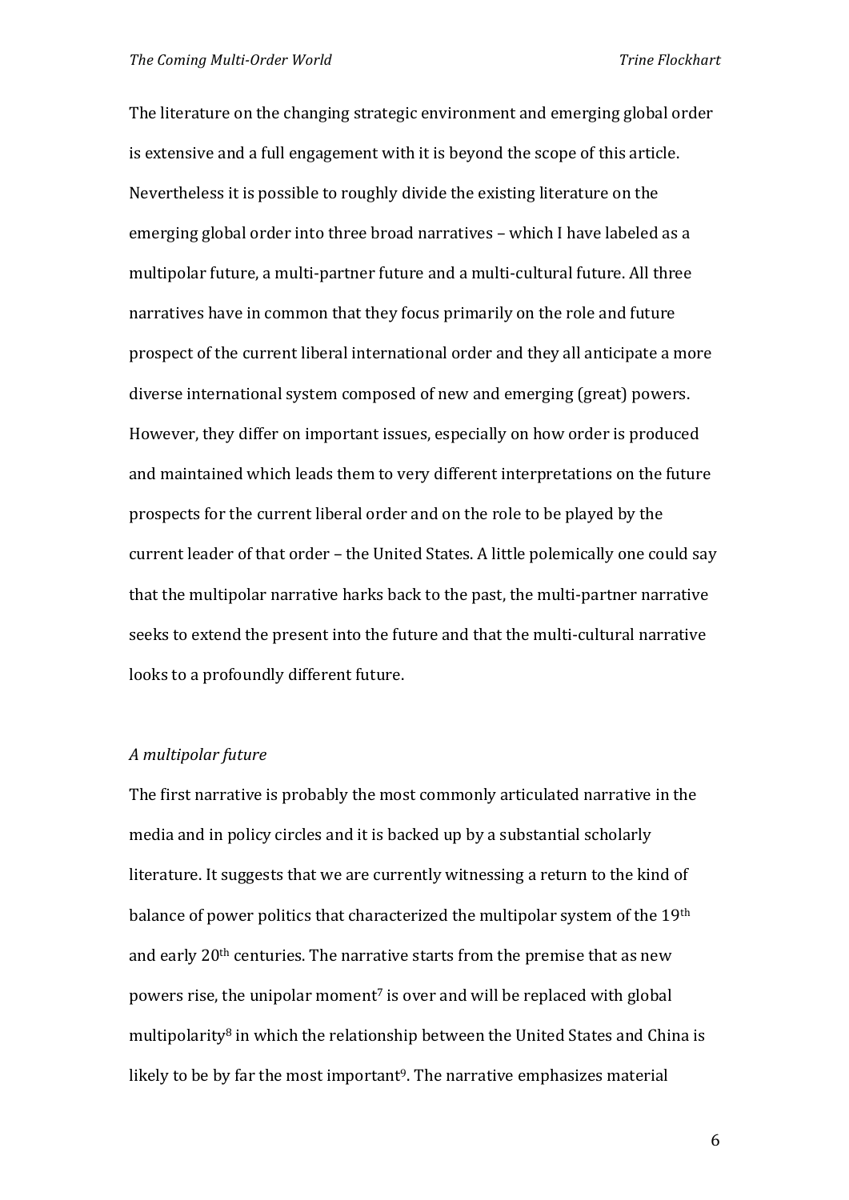The literature on the changing strategic environment and emerging global order is extensive and a full engagement with it is beyond the scope of this article. Nevertheless it is possible to roughly divide the existing literature on the emerging global order into three broad narratives – which I have labeled as a multipolar future, a multi-partner future and a multi-cultural future. All three narratives have in common that they focus primarily on the role and future prospect of the current liberal international order and they all anticipate a more diverse international system composed of new and emerging (great) powers. However, they differ on important issues, especially on how order is produced and maintained which leads them to very different interpretations on the future prospects for the current liberal order and on the role to be played by the current leader of that order – the United States. A little polemically one could say that the multipolar narrative harks back to the past, the multi-partner narrative seeks to extend the present into the future and that the multi-cultural narrative looks to a profoundly different future.

*A multipolar future*

The first narrative is probably the most commonly articulated narrative in the media and in policy circles and it is backed up by a substantial scholarly literature. It suggests that we are currently witnessing a return to the kind of balance of power politics that characterized the multipolar system of the 19th and early 20th centuries. The narrative starts from the premise that as new powers rise, the unipolar moment[7] is over and will be replaced with global multipolarity[8] in which the relationship between the United States and China is likely to be by far the most important[9]. The narrative emphasizes material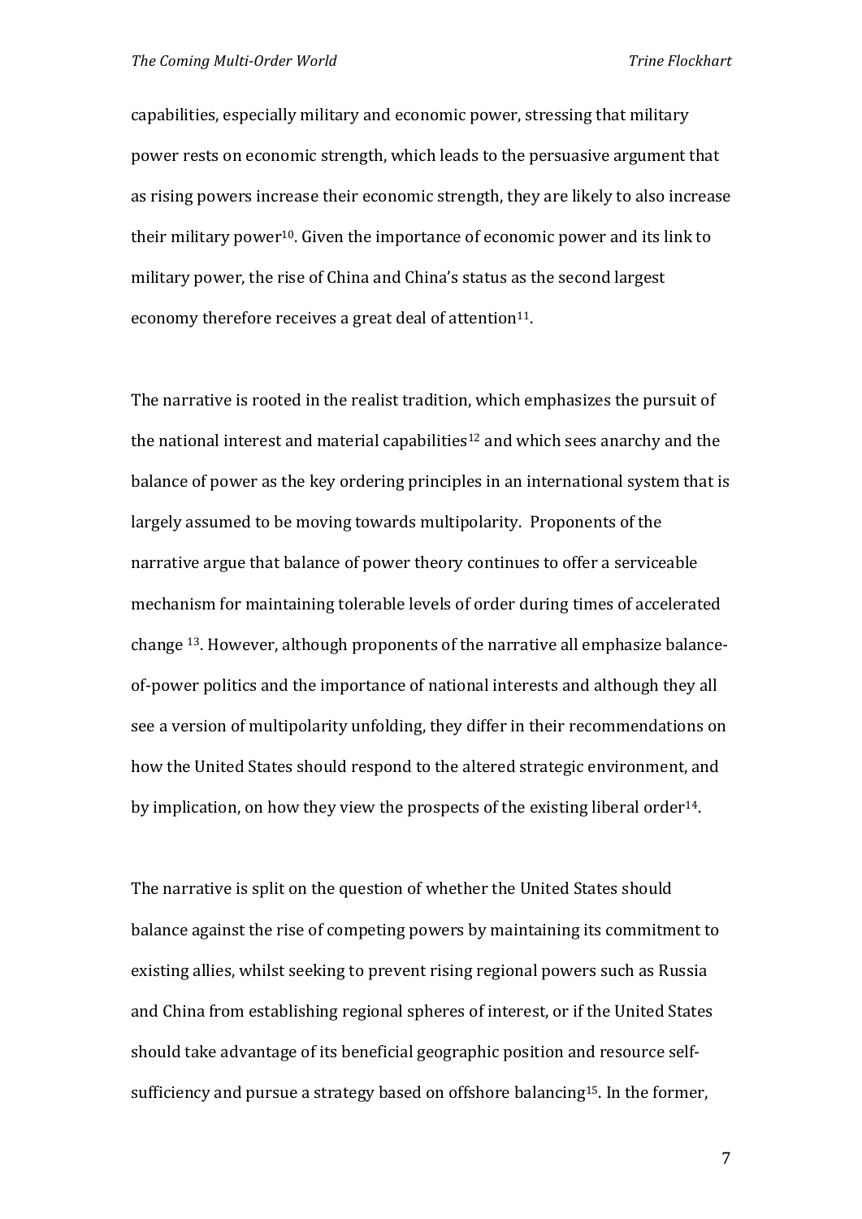capabilities, especially military and economic power, stressing that military power rests on economic strength, which leads to the persuasive argument that as rising powers increase their economic strength, they are likely to also increase their military power[10]. Given the importance of economic power and its link to military power, the rise of China and China's status as the second largest economy therefore receives a great deal of attention[11].

The narrative is rooted in the realist tradition, which emphasizes the pursuit of the national interest and material capabilities[12] and which sees anarchy and the balance of power as the key ordering principles in an international system that is largely assumed to be moving towards multipolarity. Proponents of the narrative argue that balance of power theory continues to offer a serviceable mechanism for maintaining tolerable levels of order during times of accelerated change [13]. However, although proponents of the narrative all emphasize balance-of-power politics and the importance of national interests and although they all see a version of multipolarity unfolding, they differ in their recommendations on how the United States should respond to the altered strategic environment, and by implication, on how they view the prospects of the existing liberal order[14].

The narrative is split on the question of whether the United States should balance against the rise of competing powers by maintaining its commitment to existing allies, whilst seeking to prevent rising regional powers such as Russia and China from establishing regional spheres of interest, or if the United States should take advantage of its beneficial geographic position and resource self-sufficiency and pursue a strategy based on offshore balancing[15]. In the former,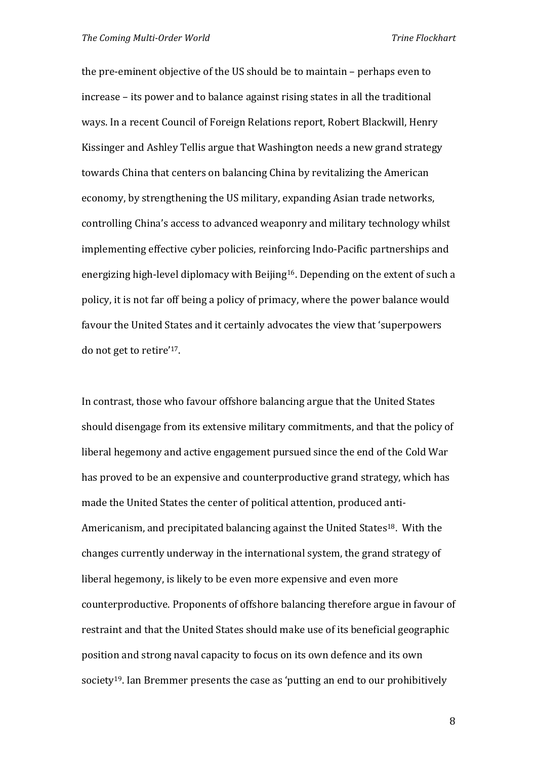the pre-eminent objective of the US should be to maintain – perhaps even to increase – its power and to balance against rising states in all the traditional ways. In a recent Council of Foreign Relations report, Robert Blackwill, Henry Kissinger and Ashley Tellis argue that Washington needs a new grand strategy towards China that centers on balancing China by revitalizing the American economy, by strengthening the US military, expanding Asian trade networks, controlling China's access to advanced weaponry and military technology whilst implementing effective cyber policies, reinforcing Indo-Pacific partnerships and energizing high-level diplomacy with Beijing[16]. Depending on the extent of such a policy, it is not far off being a policy of primacy, where the power balance would favour the United States and it certainly advocates the view that 'superpowers do not get to retire'[17].

In contrast, those who favour offshore balancing argue that the United States should disengage from its extensive military commitments, and that the policy of liberal hegemony and active engagement pursued since the end of the Cold War has proved to be an expensive and counterproductive grand strategy, which has made the United States the center of political attention, produced anti-Americanism, and precipitated balancing against the United States[18]. With the changes currently underway in the international system, the grand strategy of liberal hegemony, is likely to be even more expensive and even more counterproductive. Proponents of offshore balancing therefore argue in favour of restraint and that the United States should make use of its beneficial geographic position and strong naval capacity to focus on its own defence and its own society[19]. Ian Bremmer presents the case as 'putting an end to our prohibitively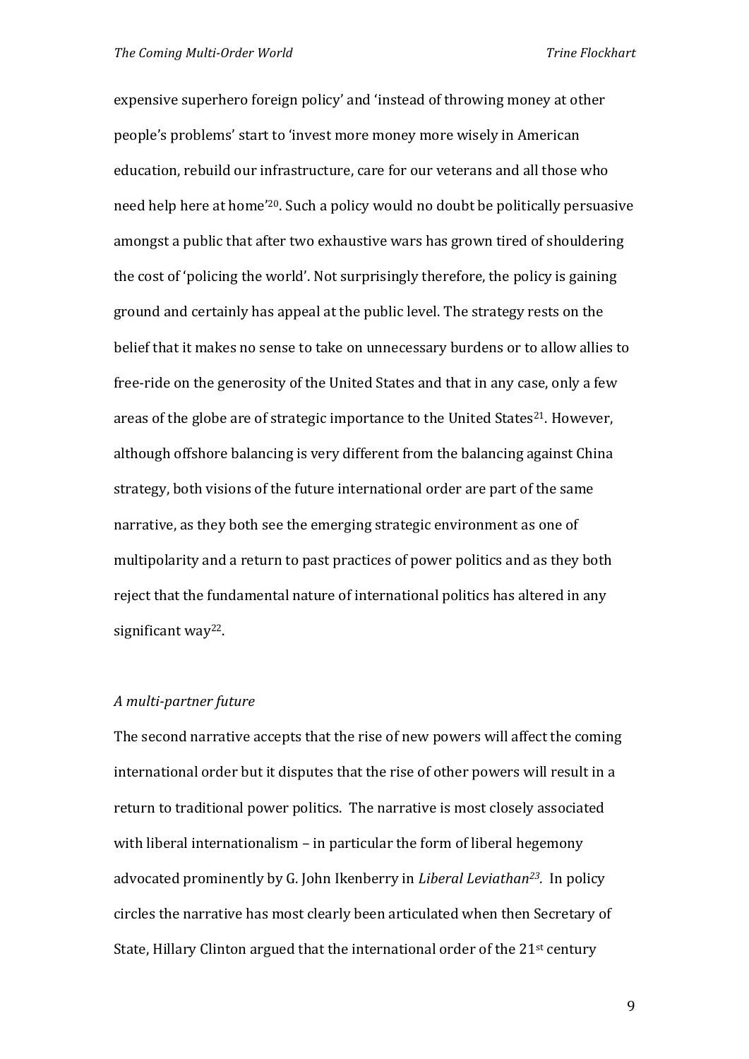expensive superhero foreign policy' and 'instead of throwing money at other people's problems' start to 'invest more money more wisely in American education, rebuild our infrastructure, care for our veterans and all those who need help here at home'[20]. Such a policy would no doubt be politically persuasive amongst a public that after two exhaustive wars has grown tired of shouldering the cost of 'policing the world'. Not surprisingly therefore, the policy is gaining ground and certainly has appeal at the public level. The strategy rests on the belief that it makes no sense to take on unnecessary burdens or to allow allies to free-ride on the generosity of the United States and that in any case, only a few areas of the globe are of strategic importance to the United States[21]. However, although offshore balancing is very different from the balancing against China strategy, both visions of the future international order are part of the same narrative, as they both see the emerging strategic environment as one of multipolarity and a return to past practices of power politics and as they both reject that the fundamental nature of international politics has altered in any significant way[22].

*A multi-partner future*

The second narrative accepts that the rise of new powers will affect the coming international order but it disputes that the rise of other powers will result in a return to traditional power politics. The narrative is most closely associated with liberal internationalism – in particular the form of liberal hegemony advocated prominently by G. John Ikenberry in *Liberal Leviathan*[23]. In policy circles the narrative has most clearly been articulated when then Secretary of State, Hillary Clinton argued that the international order of the 21st century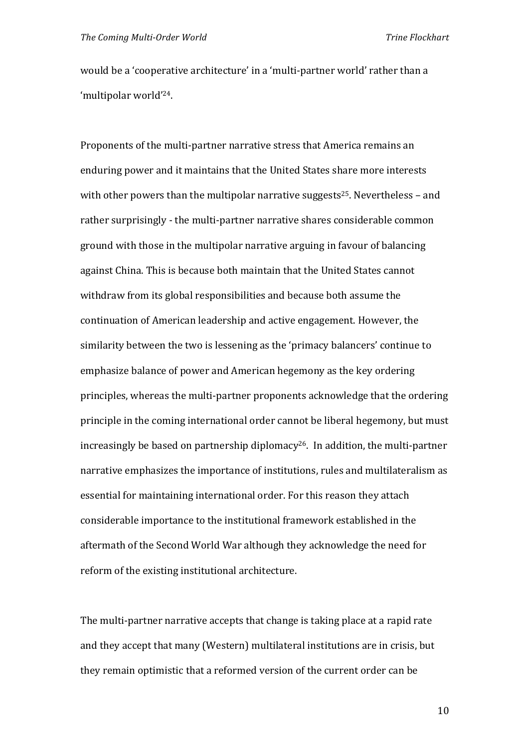would be a 'cooperative architecture' in a 'multi-partner world' rather than a 'multipolar world'[24].

Proponents of the multi-partner narrative stress that America remains an enduring power and it maintains that the United States share more interests with other powers than the multipolar narrative suggests[25]. Nevertheless – and rather surprisingly - the multi-partner narrative shares considerable common ground with those in the multipolar narrative arguing in favour of balancing against China. This is because both maintain that the United States cannot withdraw from its global responsibilities and because both assume the continuation of American leadership and active engagement. However, the similarity between the two is lessening as the 'primacy balancers' continue to emphasize balance of power and American hegemony as the key ordering principles, whereas the multi-partner proponents acknowledge that the ordering principle in the coming international order cannot be liberal hegemony, but must increasingly be based on partnership diplomacy[26]. In addition, the multi-partner narrative emphasizes the importance of institutions, rules and multilateralism as essential for maintaining international order. For this reason they attach considerable importance to the institutional framework established in the aftermath of the Second World War although they acknowledge the need for reform of the existing institutional architecture.

The multi-partner narrative accepts that change is taking place at a rapid rate and they accept that many (Western) multilateral institutions are in crisis, but they remain optimistic that a reformed version of the current order can be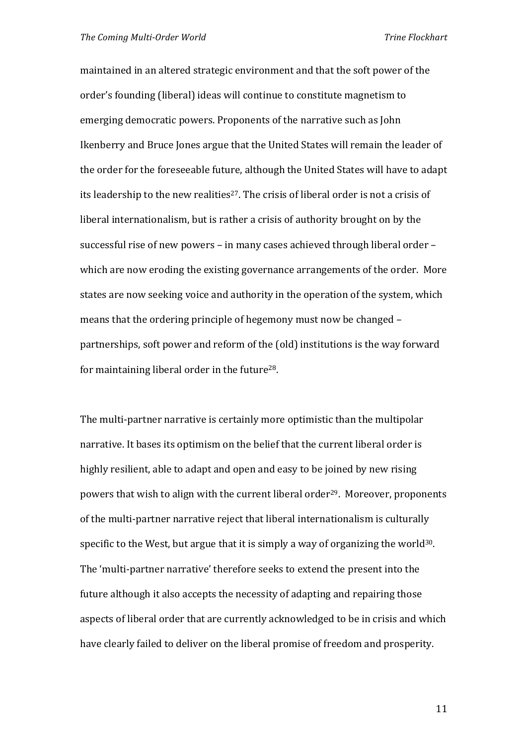maintained in an altered strategic environment and that the soft power of the order's founding (liberal) ideas will continue to constitute magnetism to emerging democratic powers. Proponents of the narrative such as John Ikenberry and Bruce Jones argue that the United States will remain the leader of the order for the foreseeable future, although the United States will have to adapt its leadership to the new realities[27]. The crisis of liberal order is not a crisis of liberal internationalism, but is rather a crisis of authority brought on by the successful rise of new powers – in many cases achieved through liberal order – which are now eroding the existing governance arrangements of the order. More states are now seeking voice and authority in the operation of the system, which means that the ordering principle of hegemony must now be changed – partnerships, soft power and reform of the (old) institutions is the way forward for maintaining liberal order in the future[28].

The multi-partner narrative is certainly more optimistic than the multipolar narrative. It bases its optimism on the belief that the current liberal order is highly resilient, able to adapt and open and easy to be joined by new rising powers that wish to align with the current liberal order[29]. Moreover, proponents of the multi-partner narrative reject that liberal internationalism is culturally specific to the West, but argue that it is simply a way of organizing the world[30]. The 'multi-partner narrative' therefore seeks to extend the present into the future although it also accepts the necessity of adapting and repairing those aspects of liberal order that are currently acknowledged to be in crisis and which have clearly failed to deliver on the liberal promise of freedom and prosperity.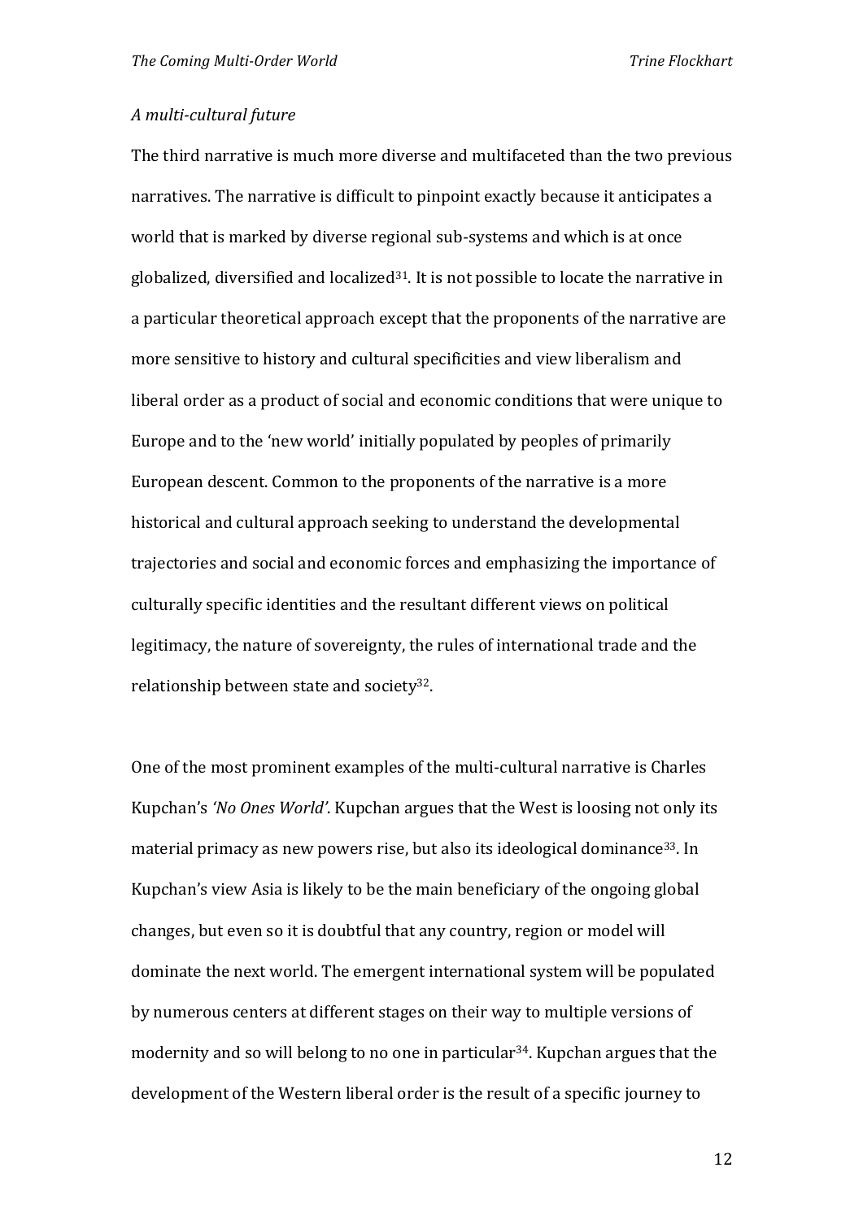*A multi-cultural future*

The third narrative is much more diverse and multifaceted than the two previous narratives. The narrative is difficult to pinpoint exactly because it anticipates a world that is marked by diverse regional sub-systems and which is at once globalized, diversified and localized[31]. It is not possible to locate the narrative in a particular theoretical approach except that the proponents of the narrative are more sensitive to history and cultural specificities and view liberalism and liberal order as a product of social and economic conditions that were unique to Europe and to the 'new world' initially populated by peoples of primarily European descent. Common to the proponents of the narrative is a more historical and cultural approach seeking to understand the developmental trajectories and social and economic forces and emphasizing the importance of culturally specific identities and the resultant different views on political legitimacy, the nature of sovereignty, the rules of international trade and the relationship between state and society[32].

One of the most prominent examples of the multi-cultural narrative is Charles Kupchan's *'No Ones World'*. Kupchan argues that the West is loosing not only its material primacy as new powers rise, but also its ideological dominance[33]. In Kupchan's view Asia is likely to be the main beneficiary of the ongoing global changes, but even so it is doubtful that any country, region or model will dominate the next world. The emergent international system will be populated by numerous centers at different stages on their way to multiple versions of modernity and so will belong to no one in particular[34]. Kupchan argues that the development of the Western liberal order is the result of a specific journey to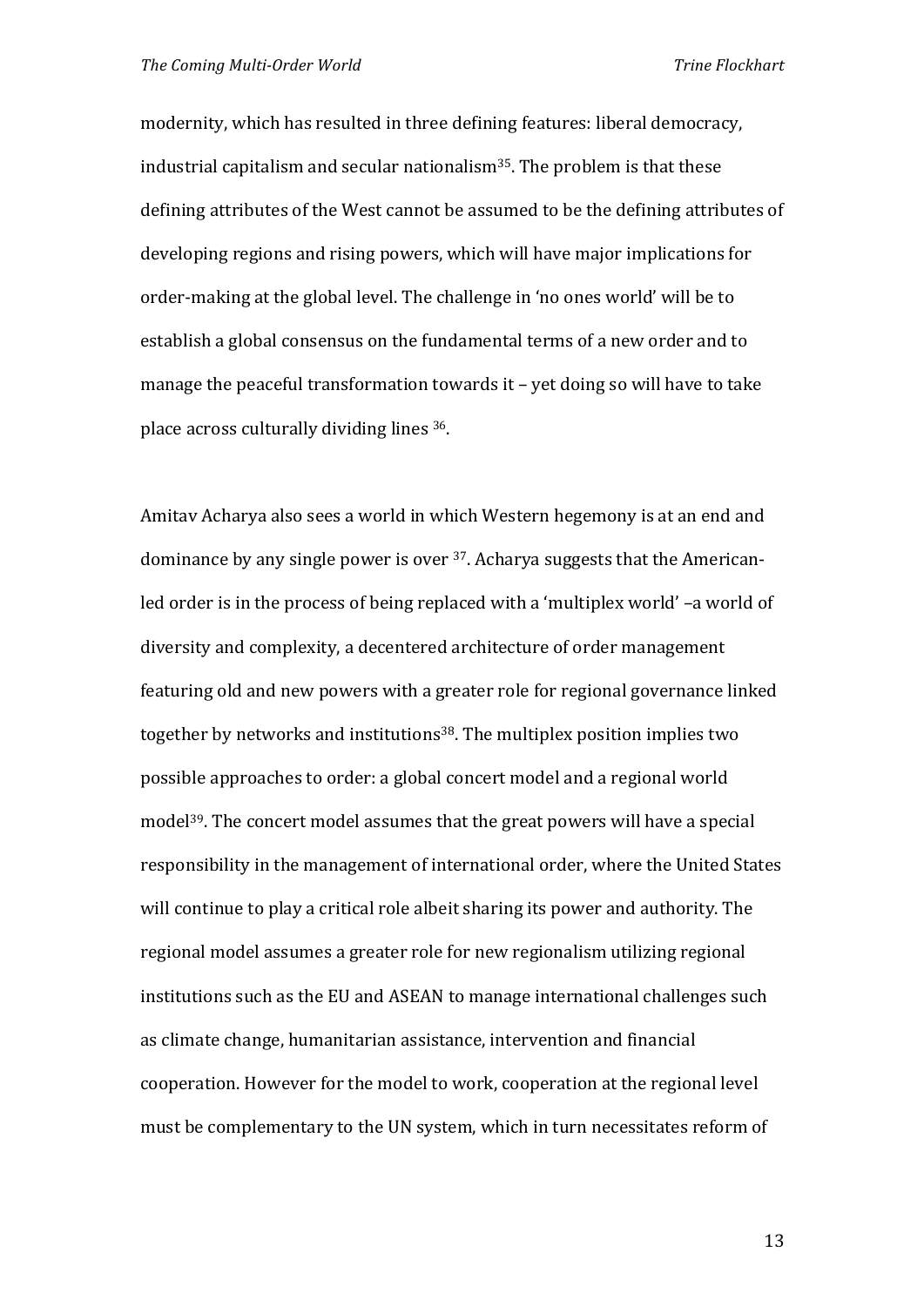modernity, which has resulted in three defining features: liberal democracy, industrial capitalism and secular nationalism[35]. The problem is that these defining attributes of the West cannot be assumed to be the defining attributes of developing regions and rising powers, which will have major implications for order-making at the global level. The challenge in 'no ones world' will be to establish a global consensus on the fundamental terms of a new order and to manage the peaceful transformation towards it – yet doing so will have to take place across culturally dividing lines [36].

Amitav Acharya also sees a world in which Western hegemony is at an end and dominance by any single power is over [37]. Acharya suggests that the American-led order is in the process of being replaced with a 'multiplex world' –a world of diversity and complexity, a decentered architecture of order management featuring old and new powers with a greater role for regional governance linked together by networks and institutions[38]. The multiplex position implies two possible approaches to order: a global concert model and a regional world model[39]. The concert model assumes that the great powers will have a special responsibility in the management of international order, where the United States will continue to play a critical role albeit sharing its power and authority. The regional model assumes a greater role for new regionalism utilizing regional institutions such as the EU and ASEAN to manage international challenges such as climate change, humanitarian assistance, intervention and financial cooperation. However for the model to work, cooperation at the regional level must be complementary to the UN system, which in turn necessitates reform of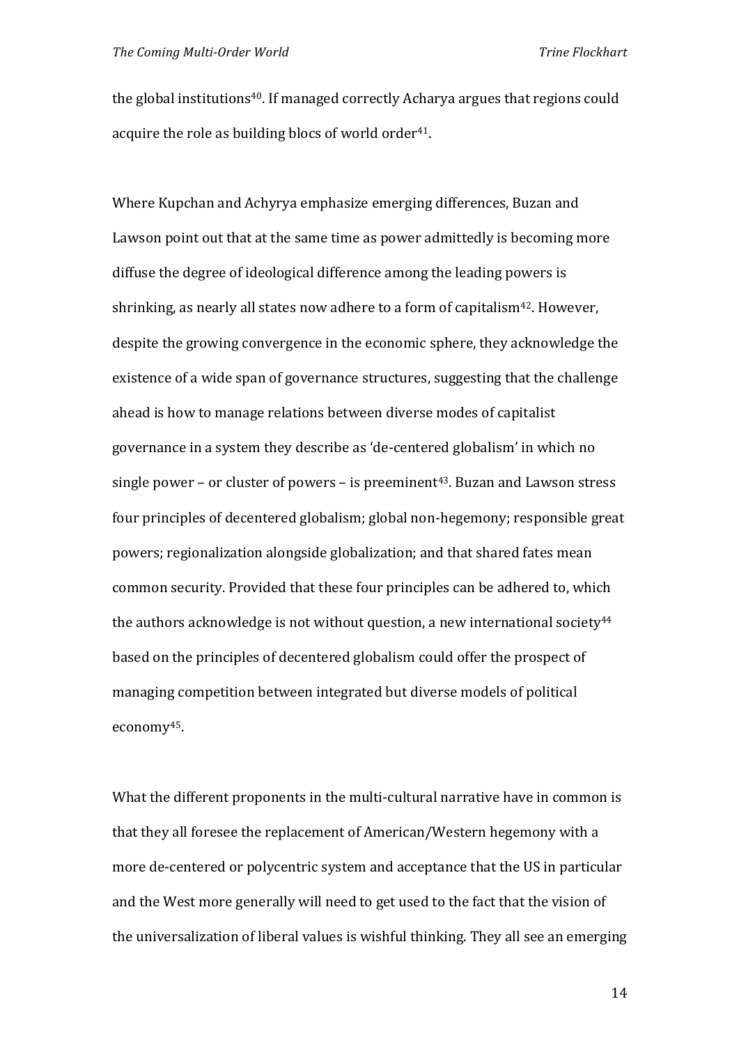the global institutions[40]. If managed correctly Acharya argues that regions could acquire the role as building blocs of world order[41].

Where Kupchan and Achyrya emphasize emerging differences, Buzan and Lawson point out that at the same time as power admittedly is becoming more diffuse the degree of ideological difference among the leading powers is shrinking, as nearly all states now adhere to a form of capitalism[42]. However, despite the growing convergence in the economic sphere, they acknowledge the existence of a wide span of governance structures, suggesting that the challenge ahead is how to manage relations between diverse modes of capitalist governance in a system they describe as 'de-centered globalism' in which no single power – or cluster of powers – is preeminent[43]. Buzan and Lawson stress four principles of decentered globalism; global non-hegemony; responsible great powers; regionalization alongside globalization; and that shared fates mean common security. Provided that these four principles can be adhered to, which the authors acknowledge is not without question, a new international society[44] based on the principles of decentered globalism could offer the prospect of managing competition between integrated but diverse models of political economy[45].

What the different proponents in the multi-cultural narrative have in common is that they all foresee the replacement of American/Western hegemony with a more de-centered or polycentric system and acceptance that the US in particular and the West more generally will need to get used to the fact that the vision of the universalization of liberal values is wishful thinking. They all see an emerging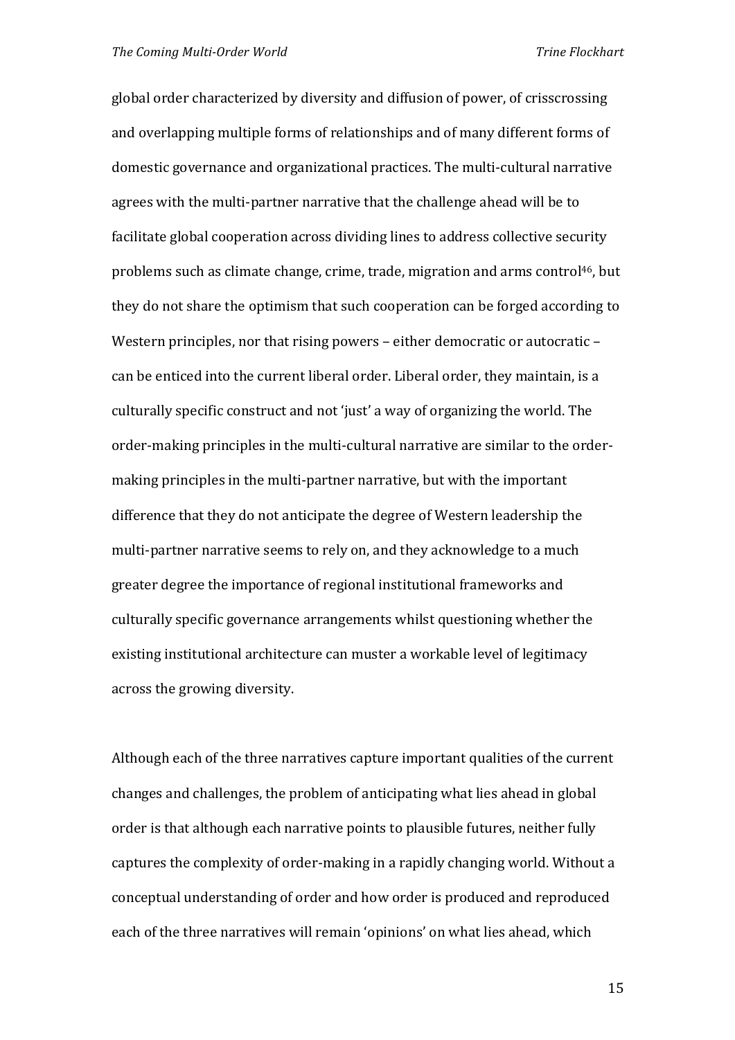global order characterized by diversity and diffusion of power, of crisscrossing and overlapping multiple forms of relationships and of many different forms of domestic governance and organizational practices. The multi-cultural narrative agrees with the multi-partner narrative that the challenge ahead will be to facilitate global cooperation across dividing lines to address collective security problems such as climate change, crime, trade, migration and arms control[46], but they do not share the optimism that such cooperation can be forged according to Western principles, nor that rising powers – either democratic or autocratic – can be enticed into the current liberal order. Liberal order, they maintain, is a culturally specific construct and not 'just' a way of organizing the world. The order-making principles in the multi-cultural narrative are similar to the order-making principles in the multi-partner narrative, but with the important difference that they do not anticipate the degree of Western leadership the multi-partner narrative seems to rely on, and they acknowledge to a much greater degree the importance of regional institutional frameworks and culturally specific governance arrangements whilst questioning whether the existing institutional architecture can muster a workable level of legitimacy across the growing diversity.

Although each of the three narratives capture important qualities of the current changes and challenges, the problem of anticipating what lies ahead in global order is that although each narrative points to plausible futures, neither fully captures the complexity of order-making in a rapidly changing world. Without a conceptual understanding of order and how order is produced and reproduced each of the three narratives will remain 'opinions' on what lies ahead, which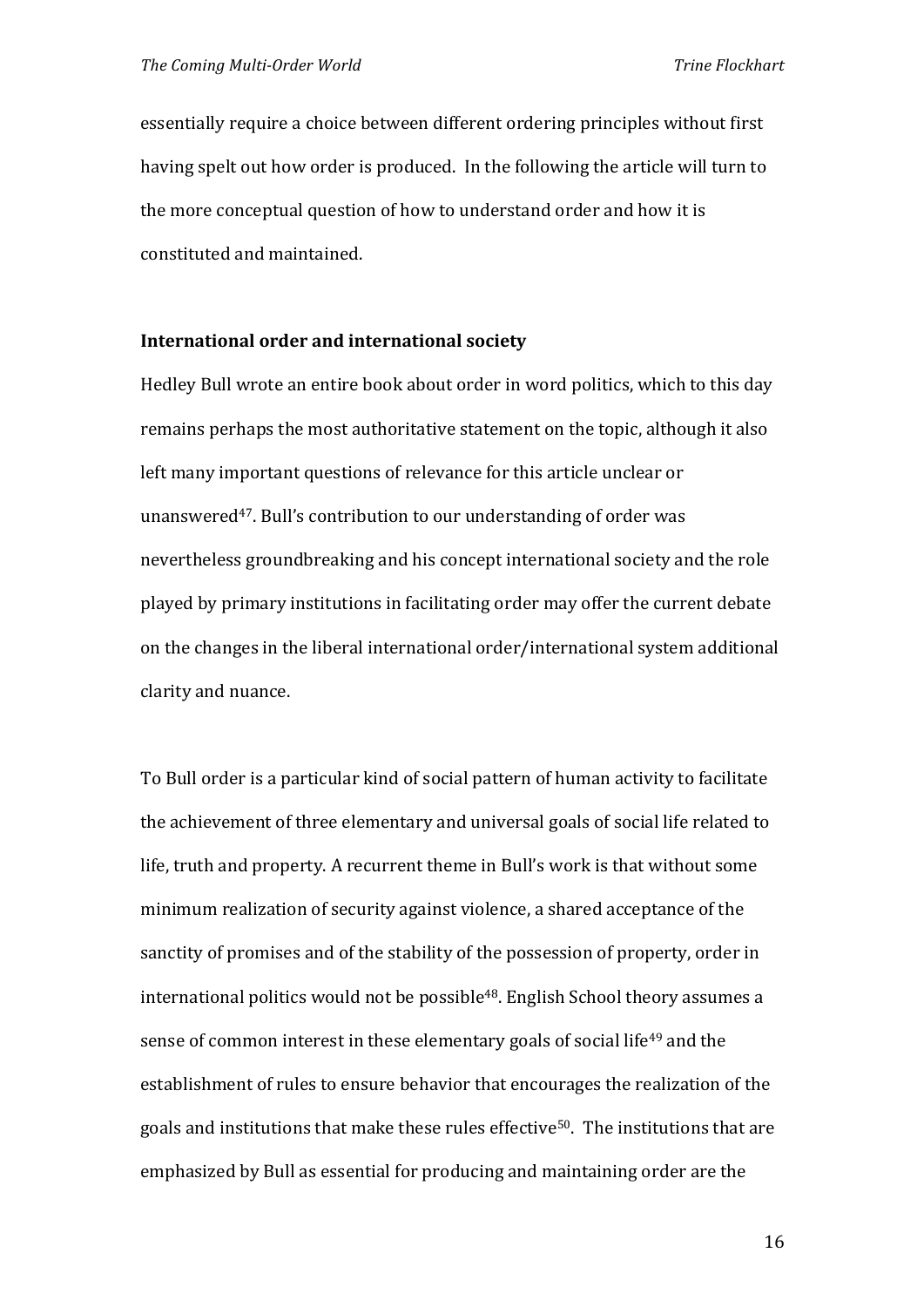essentially require a choice between different ordering principles without first having spelt out how order is produced. In the following the article will turn to the more conceptual question of how to understand order and how it is constituted and maintained.

**International order and international society**

Hedley Bull wrote an entire book about order in word politics, which to this day remains perhaps the most authoritative statement on the topic, although it also left many important questions of relevance for this article unclear or unanswered[47]. Bull's contribution to our understanding of order was nevertheless groundbreaking and his concept international society and the role played by primary institutions in facilitating order may offer the current debate on the changes in the liberal international order/international system additional clarity and nuance.

To Bull order is a particular kind of social pattern of human activity to facilitate the achievement of three elementary and universal goals of social life related to life, truth and property. A recurrent theme in Bull's work is that without some minimum realization of security against violence, a shared acceptance of the sanctity of promises and of the stability of the possession of property, order in international politics would not be possible[48]. English School theory assumes a sense of common interest in these elementary goals of social life[49] and the establishment of rules to ensure behavior that encourages the realization of the goals and institutions that make these rules effective[50]. The institutions that are emphasized by Bull as essential for producing and maintaining order are the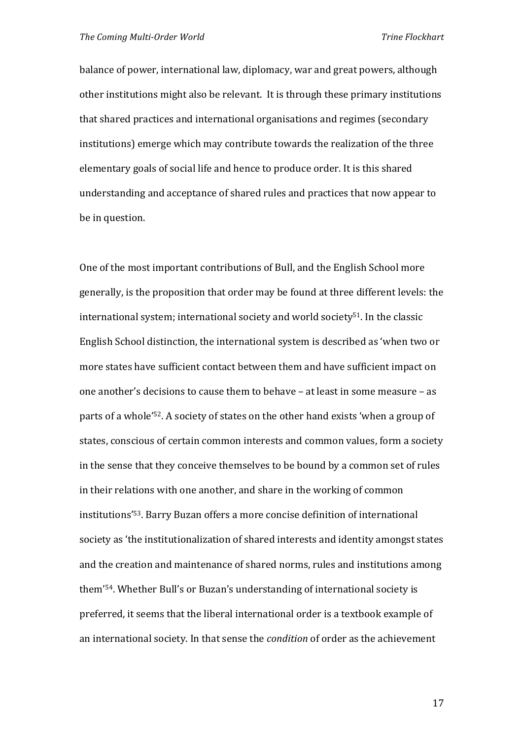balance of power, international law, diplomacy, war and great powers, although other institutions might also be relevant. It is through these primary institutions that shared practices and international organisations and regimes (secondary institutions) emerge which may contribute towards the realization of the three elementary goals of social life and hence to produce order. It is this shared understanding and acceptance of shared rules and practices that now appear to be in question.

One of the most important contributions of Bull, and the English School more generally, is the proposition that order may be found at three different levels: the international system; international society and world society[51]. In the classic English School distinction, the international system is described as 'when two or more states have sufficient contact between them and have sufficient impact on one another's decisions to cause them to behave – at least in some measure – as parts of a whole'[52]. A society of states on the other hand exists 'when a group of states, conscious of certain common interests and common values, form a society in the sense that they conceive themselves to be bound by a common set of rules in their relations with one another, and share in the working of common institutions'[53]. Barry Buzan offers a more concise definition of international society as 'the institutionalization of shared interests and identity amongst states and the creation and maintenance of shared norms, rules and institutions among them'[54]. Whether Bull's or Buzan's understanding of international society is preferred, it seems that the liberal international order is a textbook example of an international society. In that sense the *condition* of order as the achievement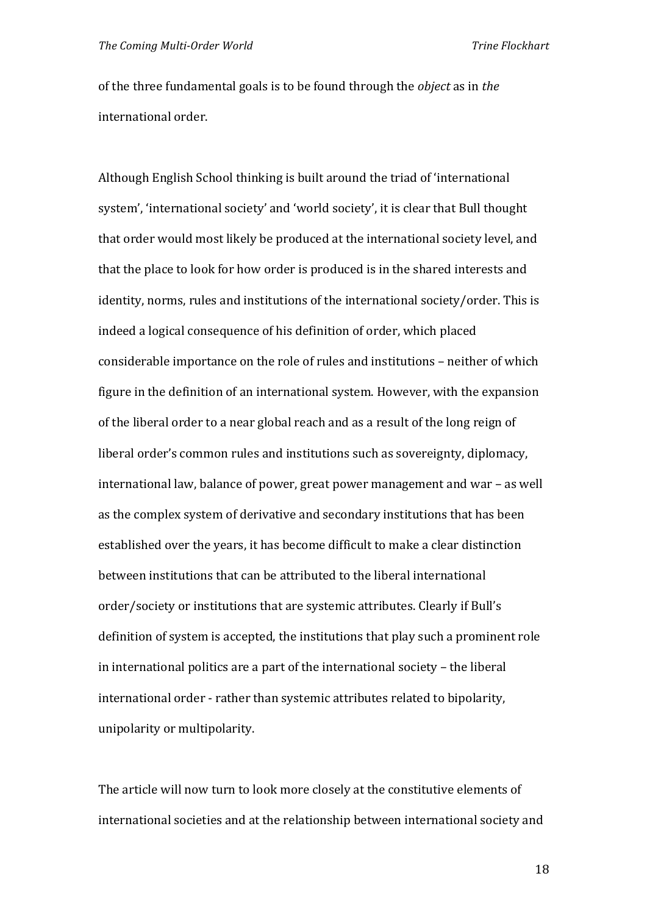of the three fundamental goals is to be found through the *object* as in *the* international order.

Although English School thinking is built around the triad of 'international system', 'international society' and 'world society', it is clear that Bull thought that order would most likely be produced at the international society level, and that the place to look for how order is produced is in the shared interests and identity, norms, rules and institutions of the international society/order. This is indeed a logical consequence of his definition of order, which placed considerable importance on the role of rules and institutions – neither of which figure in the definition of an international system. However, with the expansion of the liberal order to a near global reach and as a result of the long reign of liberal order's common rules and institutions such as sovereignty, diplomacy, international law, balance of power, great power management and war – as well as the complex system of derivative and secondary institutions that has been established over the years, it has become difficult to make a clear distinction between institutions that can be attributed to the liberal international order/society or institutions that are systemic attributes. Clearly if Bull's definition of system is accepted, the institutions that play such a prominent role in international politics are a part of the international society – the liberal international order - rather than systemic attributes related to bipolarity, unipolarity or multipolarity.

The article will now turn to look more closely at the constitutive elements of international societies and at the relationship between international society and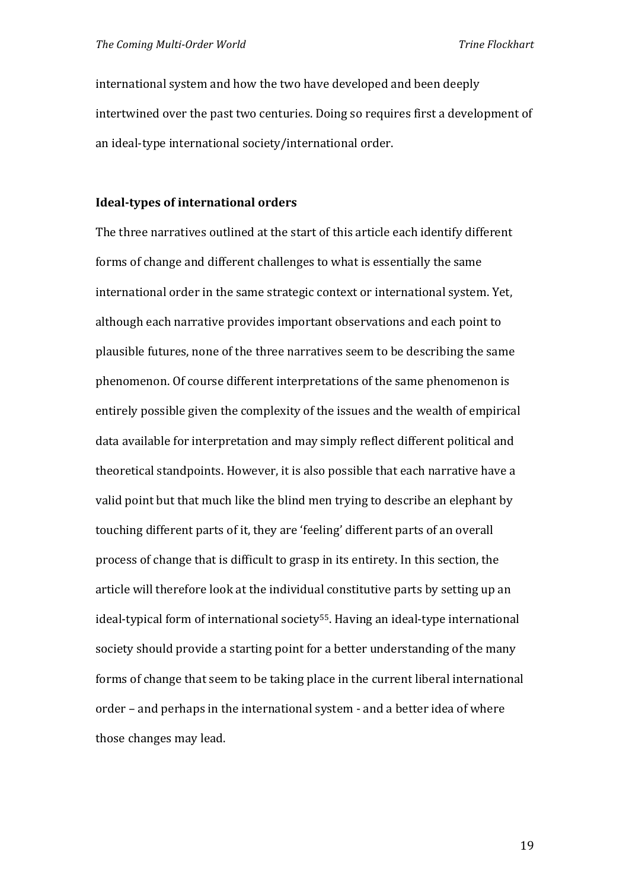international system and how the two have developed and been deeply intertwined over the past two centuries. Doing so requires first a development of an ideal-type international society/international order.

**Ideal-types of international orders**

The three narratives outlined at the start of this article each identify different forms of change and different challenges to what is essentially the same international order in the same strategic context or international system. Yet, although each narrative provides important observations and each point to plausible futures, none of the three narratives seem to be describing the same phenomenon. Of course different interpretations of the same phenomenon is entirely possible given the complexity of the issues and the wealth of empirical data available for interpretation and may simply reflect different political and theoretical standpoints. However, it is also possible that each narrative have a valid point but that much like the blind men trying to describe an elephant by touching different parts of it, they are 'feeling' different parts of an overall process of change that is difficult to grasp in its entirety. In this section, the article will therefore look at the individual constitutive parts by setting up an ideal-typical form of international society[55]. Having an ideal-type international society should provide a starting point for a better understanding of the many forms of change that seem to be taking place in the current liberal international order – and perhaps in the international system - and a better idea of where those changes may lead.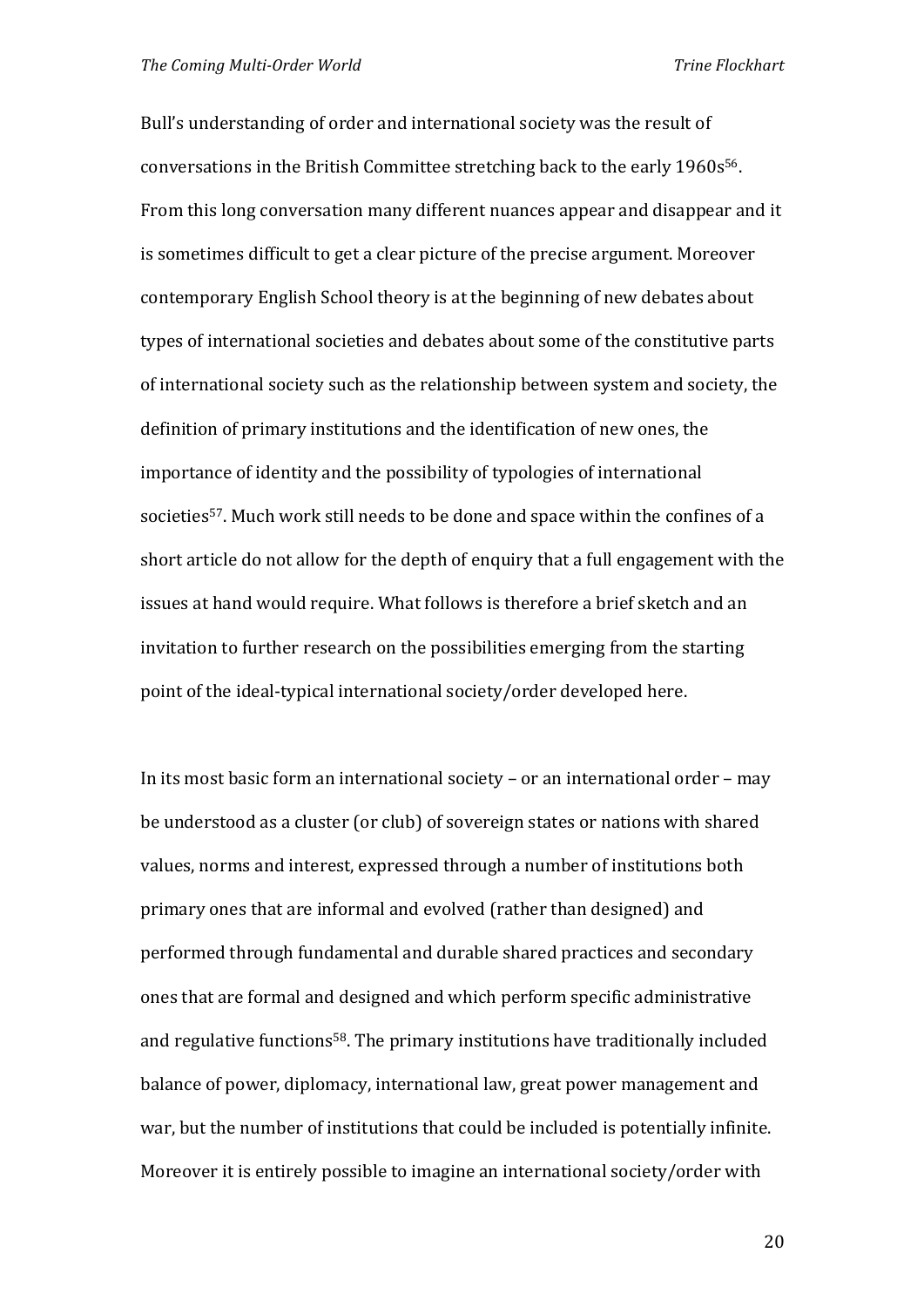Bull's understanding of order and international society was the result of conversations in the British Committee stretching back to the early 1960s[56]. From this long conversation many different nuances appear and disappear and it is sometimes difficult to get a clear picture of the precise argument. Moreover contemporary English School theory is at the beginning of new debates about types of international societies and debates about some of the constitutive parts of international society such as the relationship between system and society, the definition of primary institutions and the identification of new ones, the importance of identity and the possibility of typologies of international societies[57]. Much work still needs to be done and space within the confines of a short article do not allow for the depth of enquiry that a full engagement with the issues at hand would require. What follows is therefore a brief sketch and an invitation to further research on the possibilities emerging from the starting point of the ideal-typical international society/order developed here.

In its most basic form an international society – or an international order – may be understood as a cluster (or club) of sovereign states or nations with shared values, norms and interest, expressed through a number of institutions both primary ones that are informal and evolved (rather than designed) and performed through fundamental and durable shared practices and secondary ones that are formal and designed and which perform specific administrative and regulative functions[58]. The primary institutions have traditionally included balance of power, diplomacy, international law, great power management and war, but the number of institutions that could be included is potentially infinite. Moreover it is entirely possible to imagine an international society/order with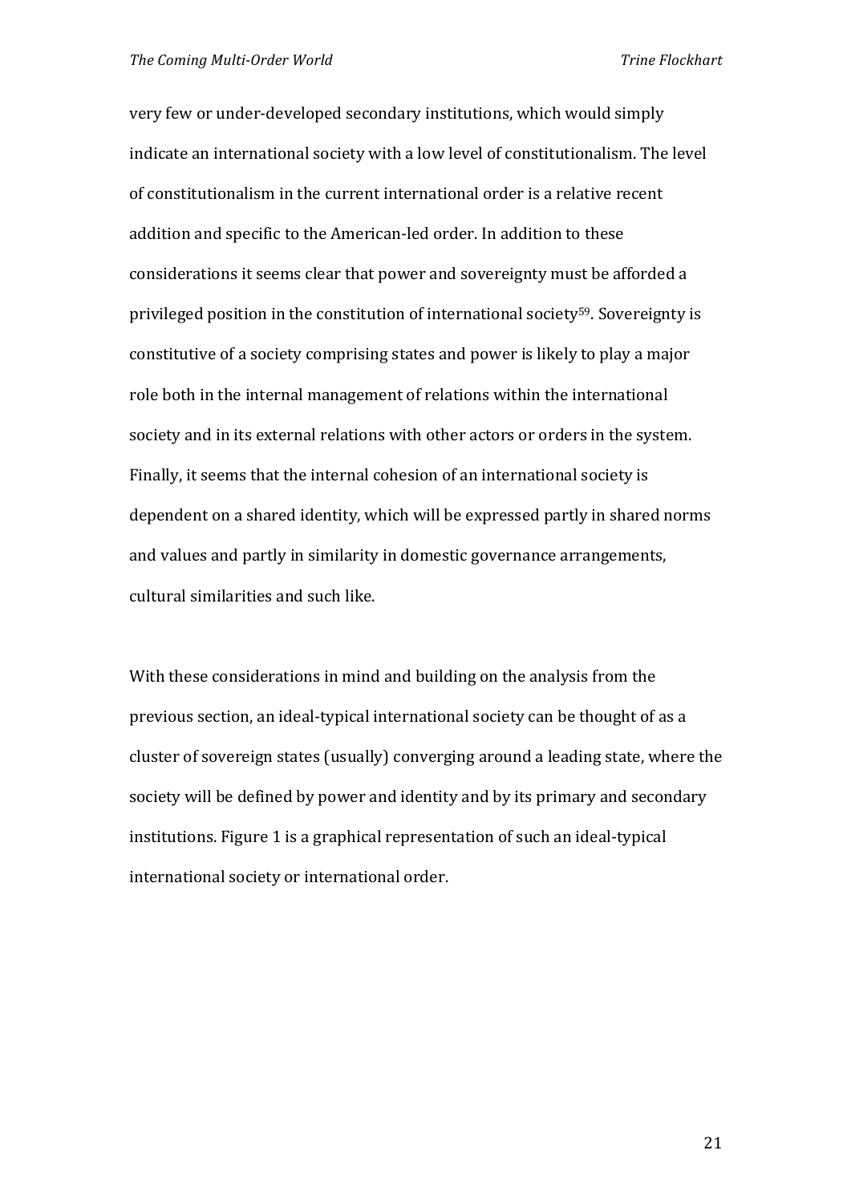very few or under-developed secondary institutions, which would simply indicate an international society with a low level of constitutionalism. The level of constitutionalism in the current international order is a relative recent addition and specific to the American-led order. In addition to these considerations it seems clear that power and sovereignty must be afforded a privileged position in the constitution of international society[59]. Sovereignty is constitutive of a society comprising states and power is likely to play a major role both in the internal management of relations within the international society and in its external relations with other actors or orders in the system. Finally, it seems that the internal cohesion of an international society is dependent on a shared identity, which will be expressed partly in shared norms and values and partly in similarity in domestic governance arrangements, cultural similarities and such like.

With these considerations in mind and building on the analysis from the previous section, an ideal-typical international society can be thought of as a cluster of sovereign states (usually) converging around a leading state, where the society will be defined by power and identity and by its primary and secondary institutions. Figure 1 is a graphical representation of such an ideal-typical international society or international order.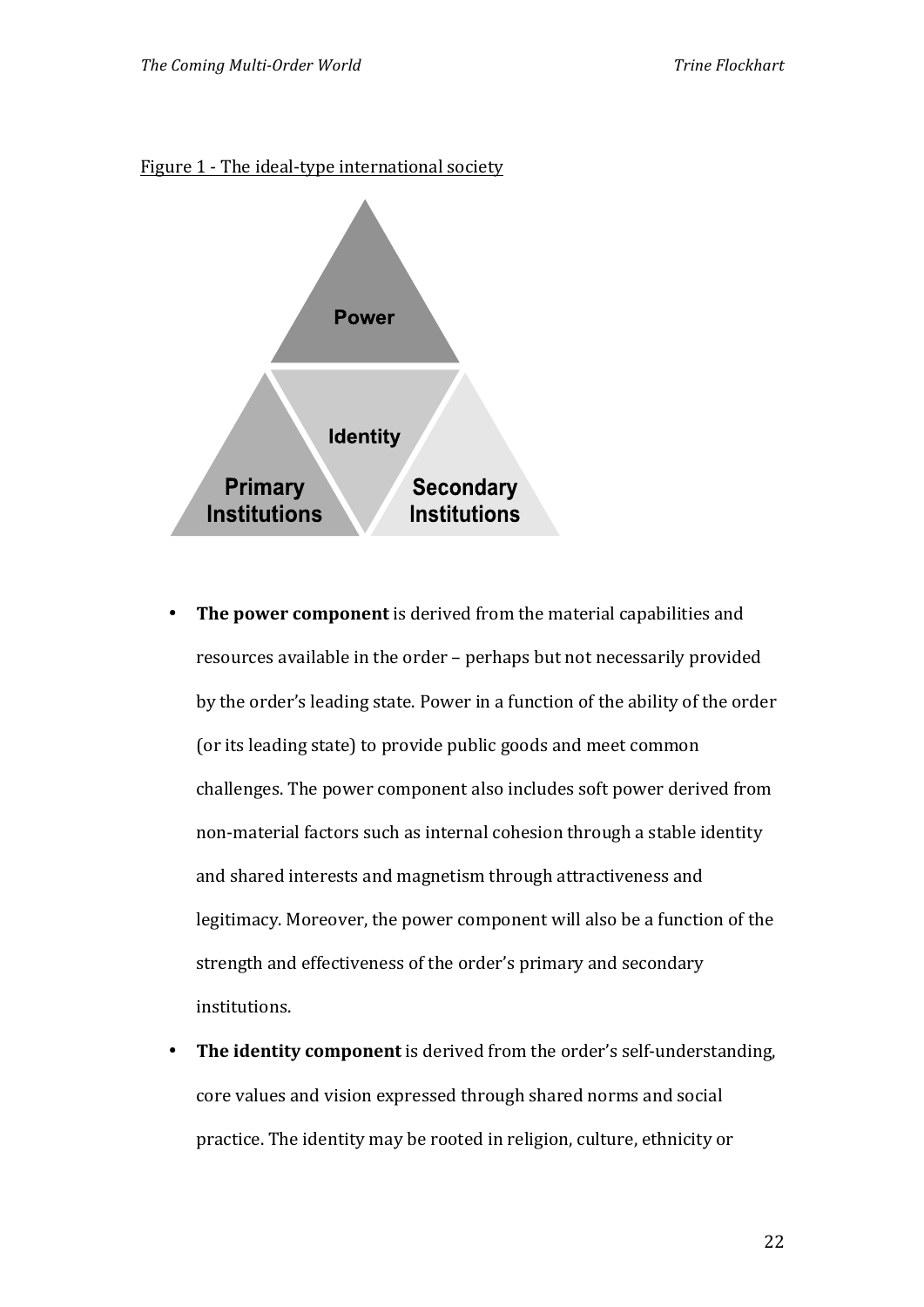Figure 1 - The ideal-type international society

Power

Identity

Primary Institutions

Secondary Institutions

- **The power component** is derived from the material capabilities and resources available in the order – perhaps but not necessarily provided by the order's leading state. Power in a function of the ability of the order (or its leading state) to provide public goods and meet common challenges. The power component also includes soft power derived from non-material factors such as internal cohesion through a stable identity and shared interests and magnetism through attractiveness and legitimacy. Moreover, the power component will also be a function of the strength and effectiveness of the order's primary and secondary institutions.
- **The identity component** is derived from the order's self-understanding, core values and vision expressed through shared norms and social practice. The identity may be rooted in religion, culture, ethnicity or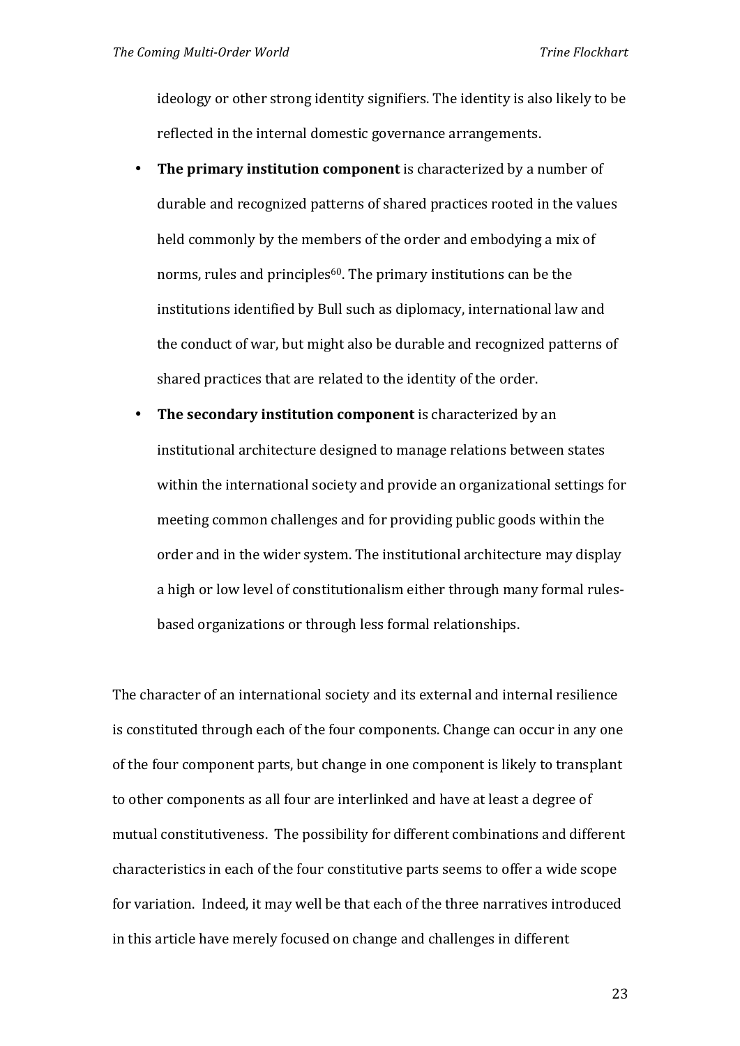ideology or other strong identity signifiers. The identity is also likely to be reflected in the internal domestic governance arrangements.

- **The primary institution component** is characterized by a number of durable and recognized patterns of shared practices rooted in the values held commonly by the members of the order and embodying a mix of norms, rules and principles[60]. The primary institutions can be the institutions identified by Bull such as diplomacy, international law and the conduct of war, but might also be durable and recognized patterns of shared practices that are related to the identity of the order.
- **The secondary institution component** is characterized by an institutional architecture designed to manage relations between states within the international society and provide an organizational settings for meeting common challenges and for providing public goods within the order and in the wider system. The institutional architecture may display a high or low level of constitutionalism either through many formal rules-based organizations or through less formal relationships.

The character of an international society and its external and internal resilience is constituted through each of the four components. Change can occur in any one of the four component parts, but change in one component is likely to transplant to other components as all four are interlinked and have at least a degree of mutual constitutiveness. The possibility for different combinations and different characteristics in each of the four constitutive parts seems to offer a wide scope for variation. Indeed, it may well be that each of the three narratives introduced in this article have merely focused on change and challenges in different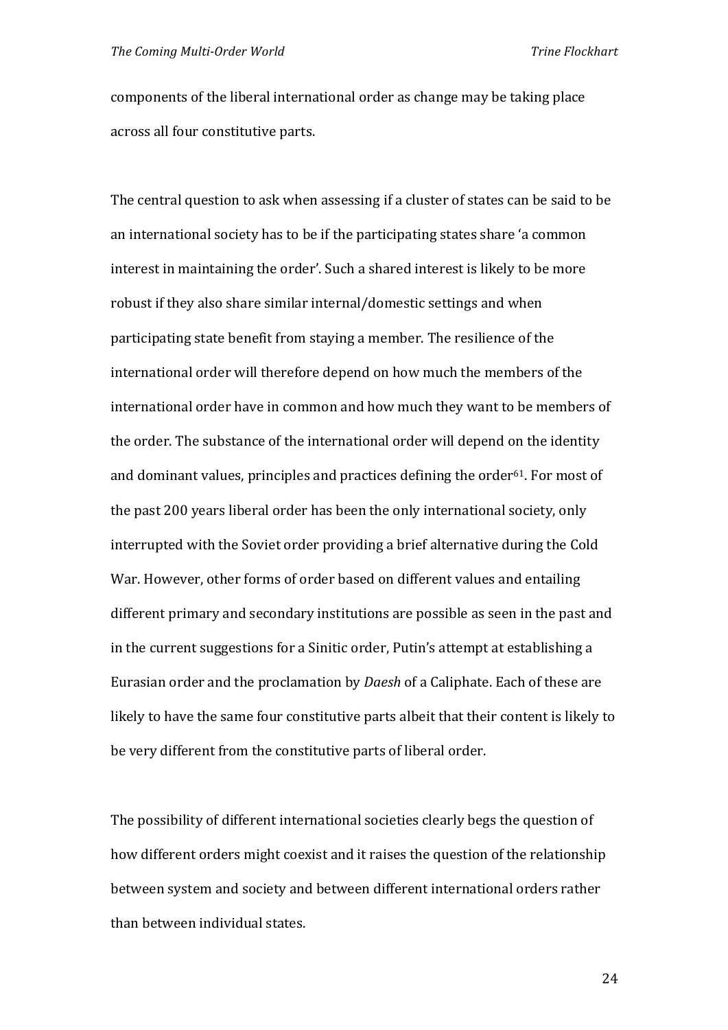components of the liberal international order as change may be taking place across all four constitutive parts.

The central question to ask when assessing if a cluster of states can be said to be an international society has to be if the participating states share 'a common interest in maintaining the order'. Such a shared interest is likely to be more robust if they also share similar internal/domestic settings and when participating state benefit from staying a member. The resilience of the international order will therefore depend on how much the members of the international order have in common and how much they want to be members of the order. The substance of the international order will depend on the identity and dominant values, principles and practices defining the order[61]. For most of the past 200 years liberal order has been the only international society, only interrupted with the Soviet order providing a brief alternative during the Cold War. However, other forms of order based on different values and entailing different primary and secondary institutions are possible as seen in the past and in the current suggestions for a Sinitic order, Putin's attempt at establishing a Eurasian order and the proclamation by *Daesh* of a Caliphate. Each of these are likely to have the same four constitutive parts albeit that their content is likely to be very different from the constitutive parts of liberal order.

The possibility of different international societies clearly begs the question of how different orders might coexist and it raises the question of the relationship between system and society and between different international orders rather than between individual states.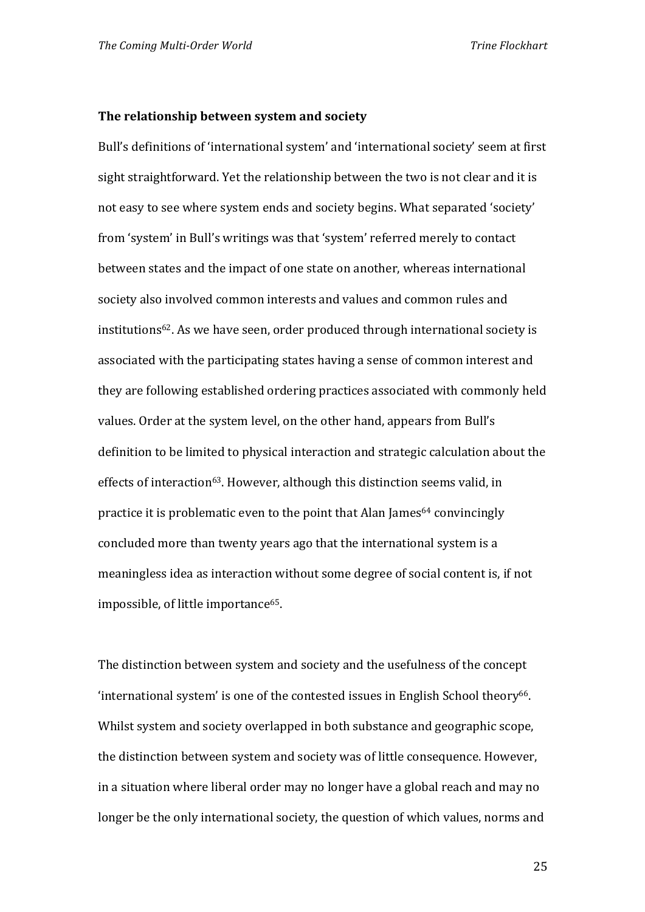**The relationship between system and society**

Bull's definitions of 'international system' and 'international society' seem at first sight straightforward. Yet the relationship between the two is not clear and it is not easy to see where system ends and society begins. What separated 'society' from 'system' in Bull's writings was that 'system' referred merely to contact between states and the impact of one state on another, whereas international society also involved common interests and values and common rules and institutions[62]. As we have seen, order produced through international society is associated with the participating states having a sense of common interest and they are following established ordering practices associated with commonly held values. Order at the system level, on the other hand, appears from Bull's definition to be limited to physical interaction and strategic calculation about the effects of interaction[63]. However, although this distinction seems valid, in practice it is problematic even to the point that Alan James[64] convincingly concluded more than twenty years ago that the international system is a meaningless idea as interaction without some degree of social content is, if not impossible, of little importance[65].

The distinction between system and society and the usefulness of the concept 'international system' is one of the contested issues in English School theory[66]. Whilst system and society overlapped in both substance and geographic scope, the distinction between system and society was of little consequence. However, in a situation where liberal order may no longer have a global reach and may no longer be the only international society, the question of which values, norms and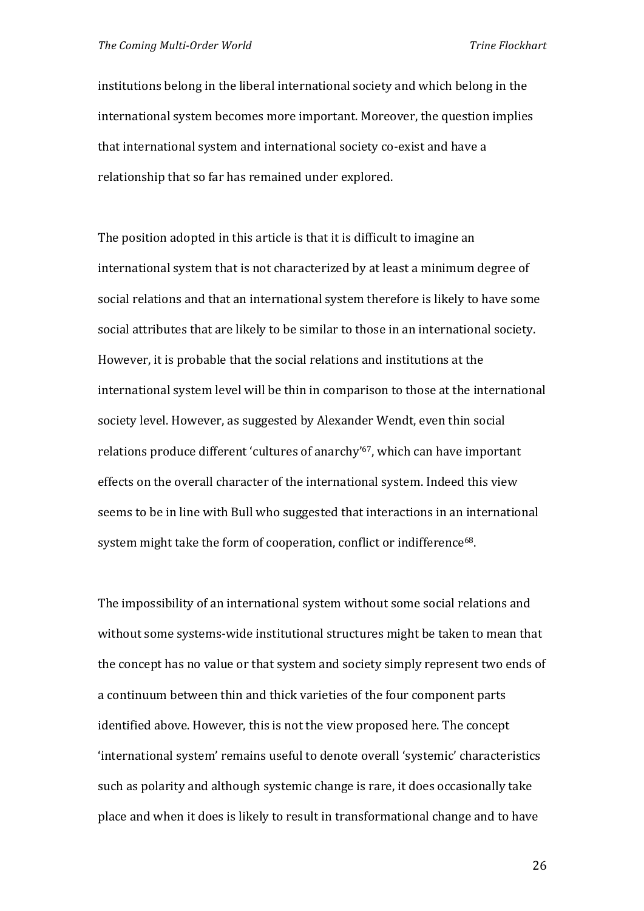institutions belong in the liberal international society and which belong in the international system becomes more important. Moreover, the question implies that international system and international society co-exist and have a relationship that so far has remained under explored.

The position adopted in this article is that it is difficult to imagine an international system that is not characterized by at least a minimum degree of social relations and that an international system therefore is likely to have some social attributes that are likely to be similar to those in an international society. However, it is probable that the social relations and institutions at the international system level will be thin in comparison to those at the international society level. However, as suggested by Alexander Wendt, even thin social relations produce different 'cultures of anarchy'[67], which can have important effects on the overall character of the international system. Indeed this view seems to be in line with Bull who suggested that interactions in an international system might take the form of cooperation, conflict or indifference[68].

The impossibility of an international system without some social relations and without some systems-wide institutional structures might be taken to mean that the concept has no value or that system and society simply represent two ends of a continuum between thin and thick varieties of the four component parts identified above. However, this is not the view proposed here. The concept 'international system' remains useful to denote overall 'systemic' characteristics such as polarity and although systemic change is rare, it does occasionally take place and when it does is likely to result in transformational change and to have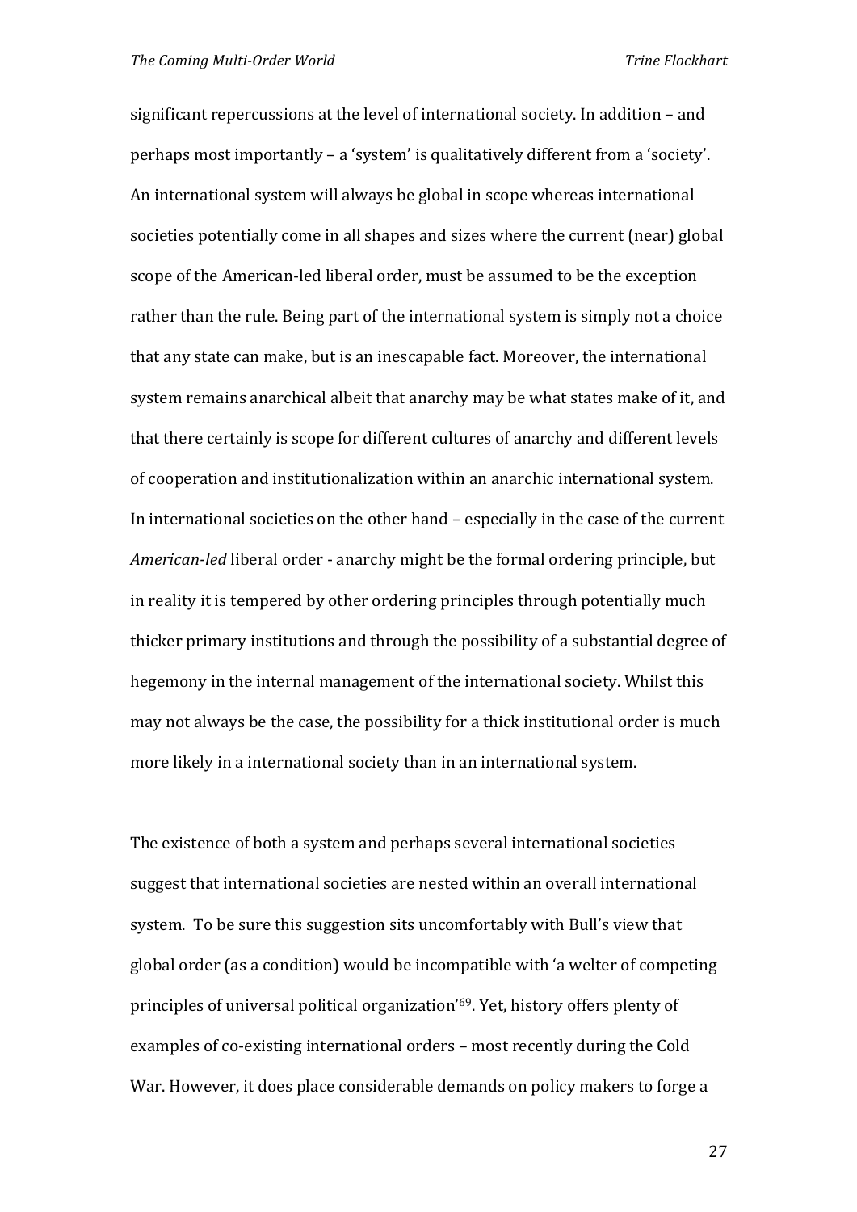significant repercussions at the level of international society. In addition – and perhaps most importantly – a 'system' is qualitatively different from a 'society'. An international system will always be global in scope whereas international societies potentially come in all shapes and sizes where the current (near) global scope of the American-led liberal order, must be assumed to be the exception rather than the rule. Being part of the international system is simply not a choice that any state can make, but is an inescapable fact. Moreover, the international system remains anarchical albeit that anarchy may be what states make of it, and that there certainly is scope for different cultures of anarchy and different levels of cooperation and institutionalization within an anarchic international system. In international societies on the other hand – especially in the case of the current *American-led* liberal order - anarchy might be the formal ordering principle, but in reality it is tempered by other ordering principles through potentially much thicker primary institutions and through the possibility of a substantial degree of hegemony in the internal management of the international society. Whilst this may not always be the case, the possibility for a thick institutional order is much more likely in a international society than in an international system.

The existence of both a system and perhaps several international societies suggest that international societies are nested within an overall international system. To be sure this suggestion sits uncomfortably with Bull's view that global order (as a condition) would be incompatible with 'a welter of competing principles of universal political organization'[69]. Yet, history offers plenty of examples of co-existing international orders – most recently during the Cold War. However, it does place considerable demands on policy makers to forge a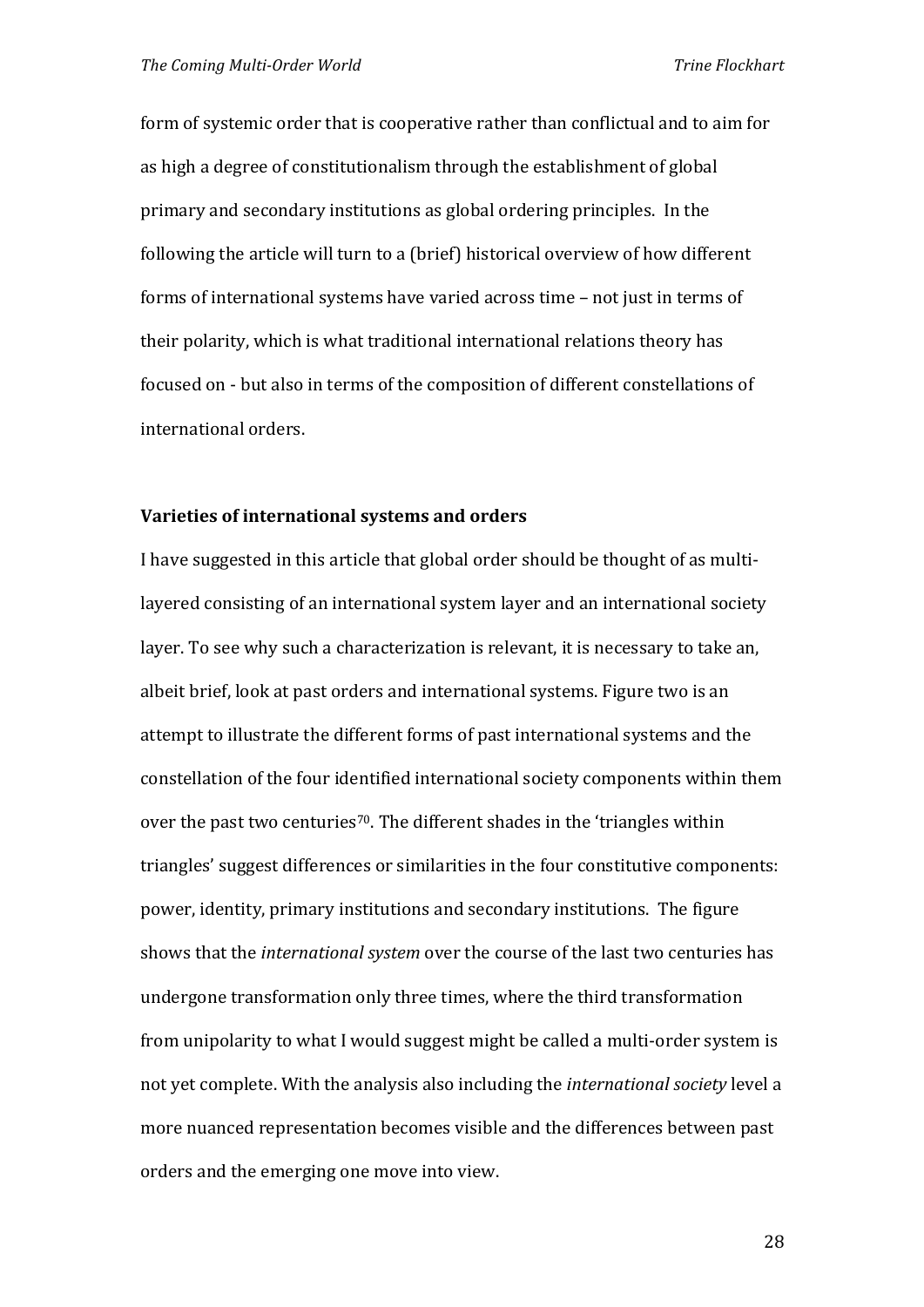form of systemic order that is cooperative rather than conflictual and to aim for as high a degree of constitutionalism through the establishment of global primary and secondary institutions as global ordering principles. In the following the article will turn to a (brief) historical overview of how different forms of international systems have varied across time – not just in terms of their polarity, which is what traditional international relations theory has focused on - but also in terms of the composition of different constellations of international orders.

**Varieties of international systems and orders**

I have suggested in this article that global order should be thought of as multi-layered consisting of an international system layer and an international society layer. To see why such a characterization is relevant, it is necessary to take an, albeit brief, look at past orders and international systems. Figure two is an attempt to illustrate the different forms of past international systems and the constellation of the four identified international society components within them over the past two centuries[70]. The different shades in the 'triangles within triangles' suggest differences or similarities in the four constitutive components: power, identity, primary institutions and secondary institutions. The figure shows that the *international system* over the course of the last two centuries has undergone transformation only three times, where the third transformation from unipolarity to what I would suggest might be called a multi-order system is not yet complete. With the analysis also including the *international society* level a more nuanced representation becomes visible and the differences between past orders and the emerging one move into view.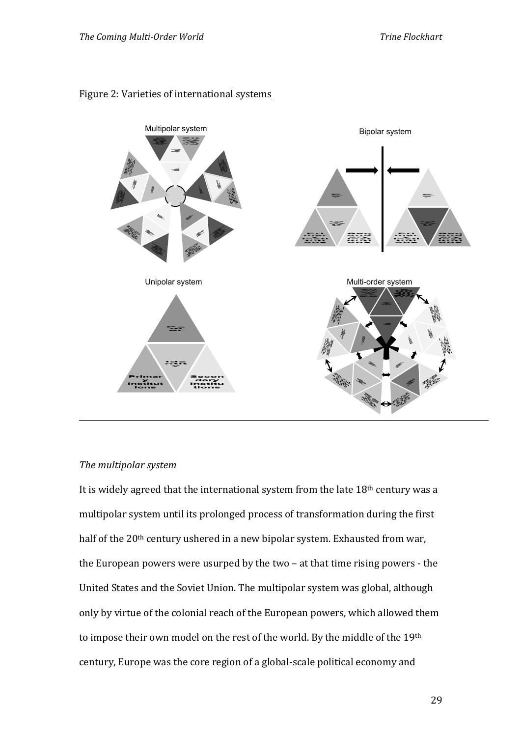Figure 2: Varieties of international systems

Multipolar system

Bipolar system

Unipolar system

Multi-order system

*The multipolar system*

It is widely agreed that the international system from the late 18th century was a multipolar system until its prolonged process of transformation during the first half of the 20th century ushered in a new bipolar system. Exhausted from war, the European powers were usurped by the two – at that time rising powers - the United States and the Soviet Union. The multipolar system was global, although only by virtue of the colonial reach of the European powers, which allowed them to impose their own model on the rest of the world. By the middle of the 19th century, Europe was the core region of a global-scale political economy and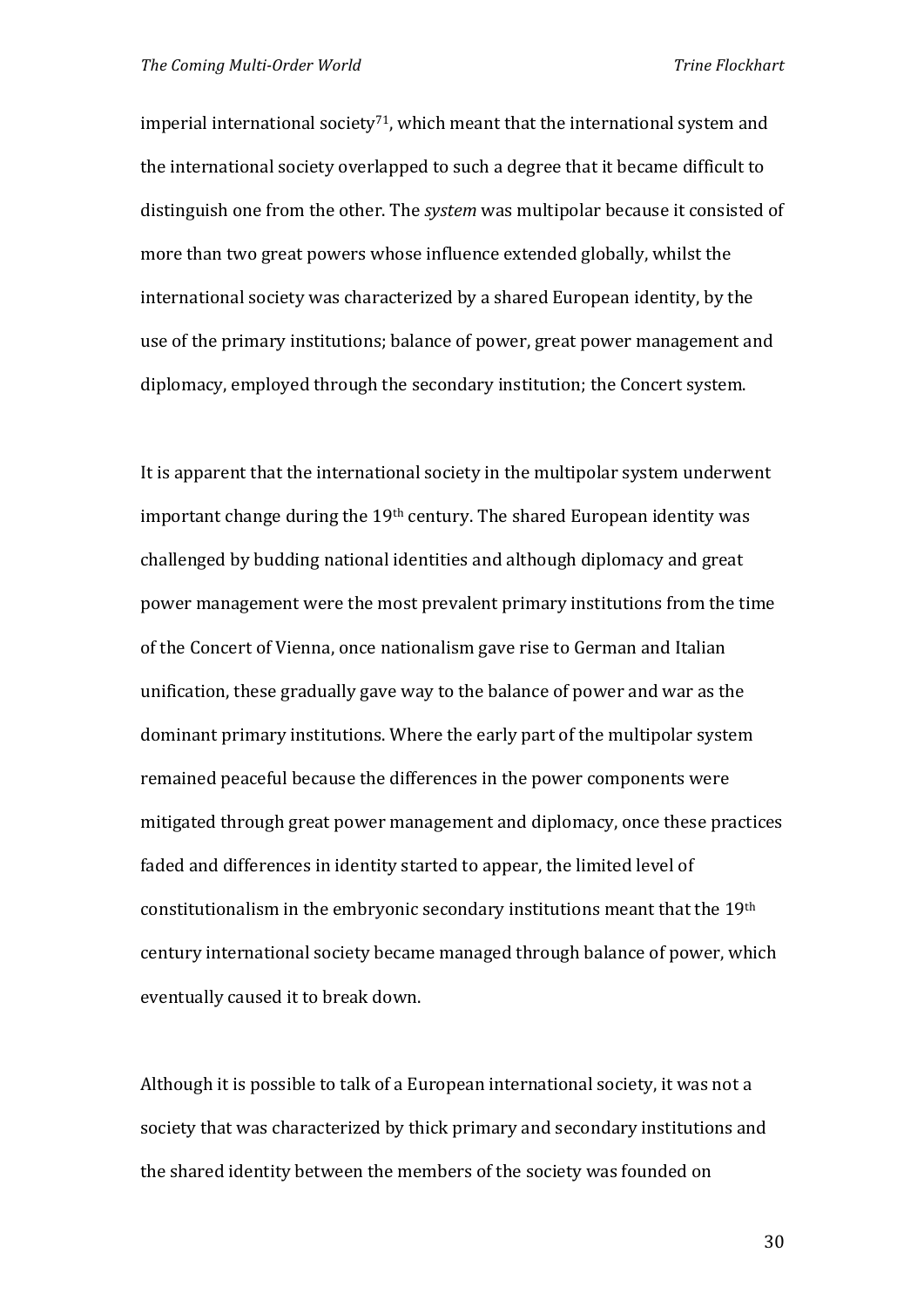imperial international society[71], which meant that the international system and the international society overlapped to such a degree that it became difficult to distinguish one from the other. The *system* was multipolar because it consisted of more than two great powers whose influence extended globally, whilst the international society was characterized by a shared European identity, by the use of the primary institutions; balance of power, great power management and diplomacy, employed through the secondary institution; the Concert system.

It is apparent that the international society in the multipolar system underwent important change during the 19th century. The shared European identity was challenged by budding national identities and although diplomacy and great power management were the most prevalent primary institutions from the time of the Concert of Vienna, once nationalism gave rise to German and Italian unification, these gradually gave way to the balance of power and war as the dominant primary institutions. Where the early part of the multipolar system remained peaceful because the differences in the power components were mitigated through great power management and diplomacy, once these practices faded and differences in identity started to appear, the limited level of constitutionalism in the embryonic secondary institutions meant that the 19th century international society became managed through balance of power, which eventually caused it to break down.

Although it is possible to talk of a European international society, it was not a society that was characterized by thick primary and secondary institutions and the shared identity between the members of the society was founded on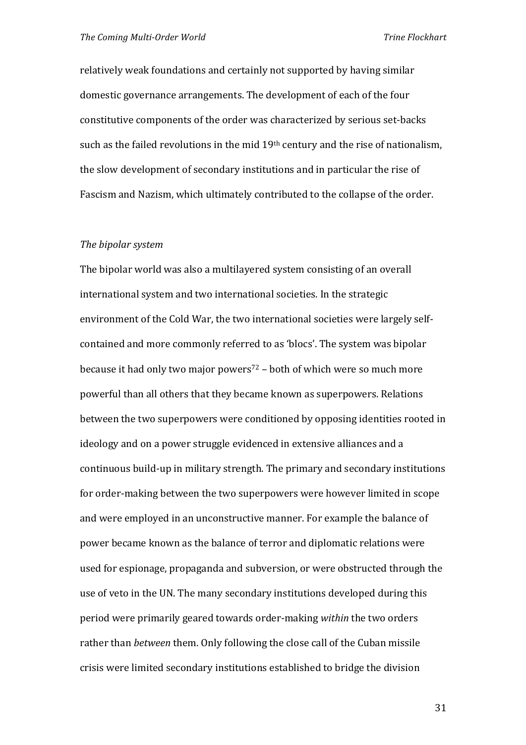relatively weak foundations and certainly not supported by having similar domestic governance arrangements. The development of each of the four constitutive components of the order was characterized by serious set-backs such as the failed revolutions in the mid 19th century and the rise of nationalism, the slow development of secondary institutions and in particular the rise of Fascism and Nazism, which ultimately contributed to the collapse of the order.

*The bipolar system*

The bipolar world was also a multilayered system consisting of an overall international system and two international societies. In the strategic environment of the Cold War, the two international societies were largely self-contained and more commonly referred to as 'blocs'. The system was bipolar because it had only two major powers[72] – both of which were so much more powerful than all others that they became known as superpowers. Relations between the two superpowers were conditioned by opposing identities rooted in ideology and on a power struggle evidenced in extensive alliances and a continuous build-up in military strength. The primary and secondary institutions for order-making between the two superpowers were however limited in scope and were employed in an unconstructive manner. For example the balance of power became known as the balance of terror and diplomatic relations were used for espionage, propaganda and subversion, or were obstructed through the use of veto in the UN. The many secondary institutions developed during this period were primarily geared towards order-making *within* the two orders rather than *between* them. Only following the close call of the Cuban missile crisis were limited secondary institutions established to bridge the division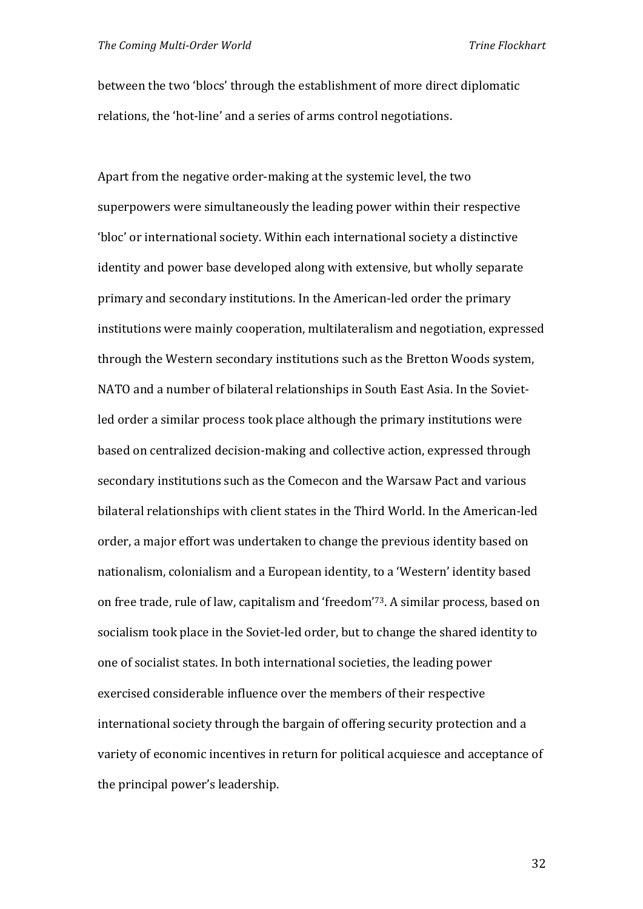between the two 'blocs' through the establishment of more direct diplomatic relations, the 'hot-line' and a series of arms control negotiations.

Apart from the negative order-making at the systemic level, the two superpowers were simultaneously the leading power within their respective 'bloc' or international society. Within each international society a distinctive identity and power base developed along with extensive, but wholly separate primary and secondary institutions. In the American-led order the primary institutions were mainly cooperation, multilateralism and negotiation, expressed through the Western secondary institutions such as the Bretton Woods system, NATO and a number of bilateral relationships in South East Asia. In the Soviet-led order a similar process took place although the primary institutions were based on centralized decision-making and collective action, expressed through secondary institutions such as the Comecon and the Warsaw Pact and various bilateral relationships with client states in the Third World. In the American-led order, a major effort was undertaken to change the previous identity based on nationalism, colonialism and a European identity, to a 'Western' identity based on free trade, rule of law, capitalism and 'freedom'[73]. A similar process, based on socialism took place in the Soviet-led order, but to change the shared identity to one of socialist states. In both international societies, the leading power exercised considerable influence over the members of their respective international society through the bargain of offering security protection and a variety of economic incentives in return for political acquiesce and acceptance of the principal power's leadership.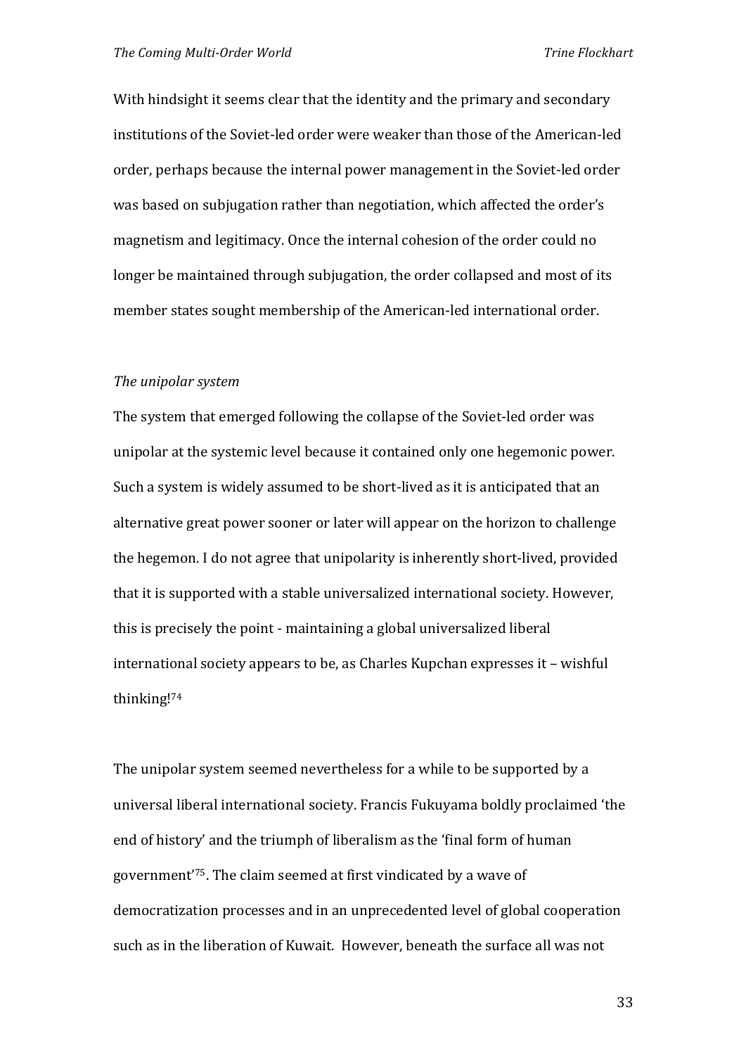With hindsight it seems clear that the identity and the primary and secondary institutions of the Soviet-led order were weaker than those of the American-led order, perhaps because the internal power management in the Soviet-led order was based on subjugation rather than negotiation, which affected the order's magnetism and legitimacy. Once the internal cohesion of the order could no longer be maintained through subjugation, the order collapsed and most of its member states sought membership of the American-led international order.

*The unipolar system*

The system that emerged following the collapse of the Soviet-led order was unipolar at the systemic level because it contained only one hegemonic power. Such a system is widely assumed to be short-lived as it is anticipated that an alternative great power sooner or later will appear on the horizon to challenge the hegemon. I do not agree that unipolarity is inherently short-lived, provided that it is supported with a stable universalized international society. However, this is precisely the point - maintaining a global universalized liberal international society appears to be, as Charles Kupchan expresses it – wishful thinking![74]

The unipolar system seemed nevertheless for a while to be supported by a universal liberal international society. Francis Fukuyama boldly proclaimed 'the end of history' and the triumph of liberalism as the 'final form of human government'[75]. The claim seemed at first vindicated by a wave of democratization processes and in an unprecedented level of global cooperation such as in the liberation of Kuwait. However, beneath the surface all was not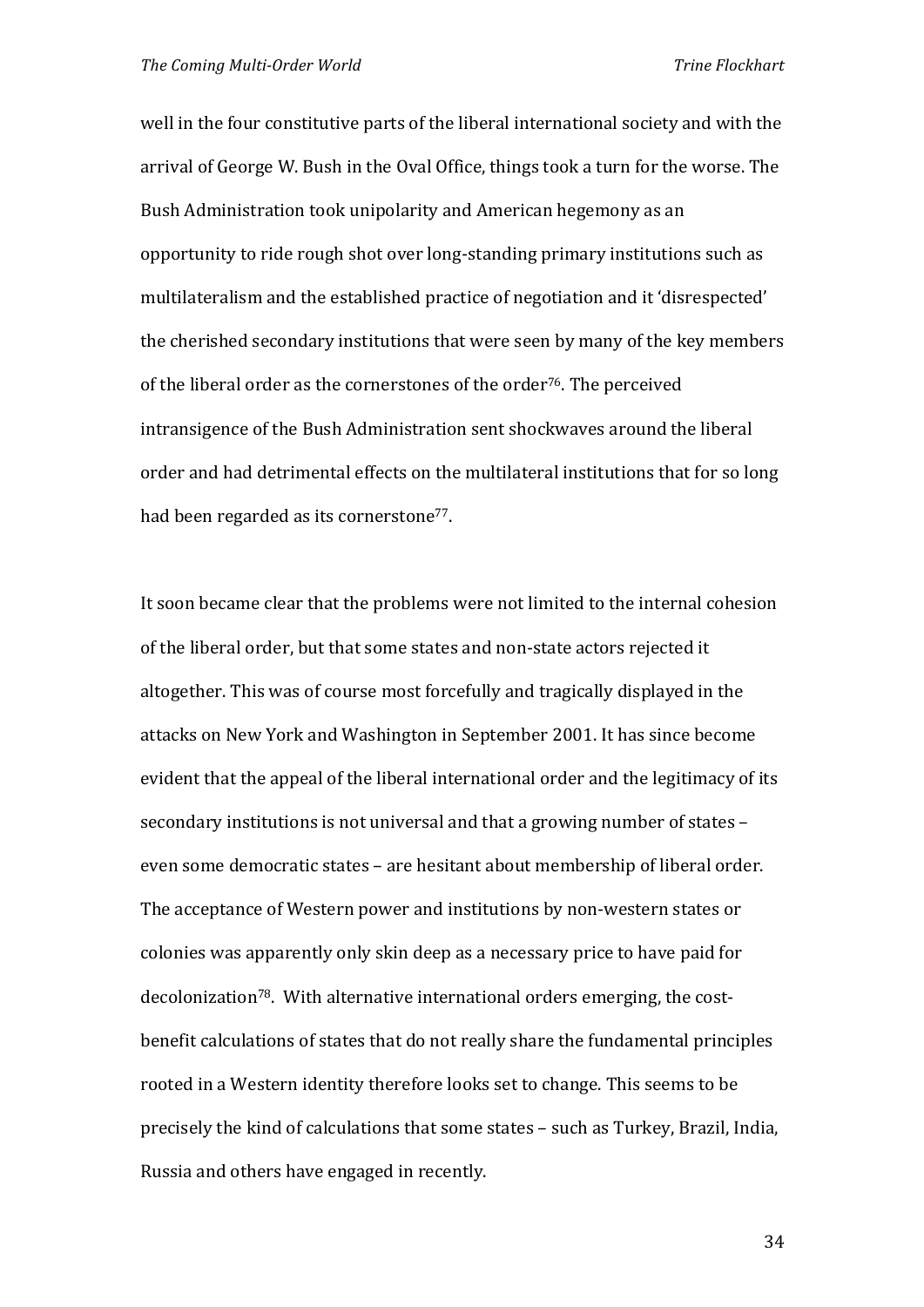well in the four constitutive parts of the liberal international society and with the arrival of George W. Bush in the Oval Office, things took a turn for the worse. The Bush Administration took unipolarity and American hegemony as an opportunity to ride rough shot over long-standing primary institutions such as multilateralism and the established practice of negotiation and it 'disrespected' the cherished secondary institutions that were seen by many of the key members of the liberal order as the cornerstones of the order[76]. The perceived intransigence of the Bush Administration sent shockwaves around the liberal order and had detrimental effects on the multilateral institutions that for so long had been regarded as its cornerstone[77].

It soon became clear that the problems were not limited to the internal cohesion of the liberal order, but that some states and non-state actors rejected it altogether. This was of course most forcefully and tragically displayed in the attacks on New York and Washington in September 2001. It has since become evident that the appeal of the liberal international order and the legitimacy of its secondary institutions is not universal and that a growing number of states – even some democratic states – are hesitant about membership of liberal order. The acceptance of Western power and institutions by non-western states or colonies was apparently only skin deep as a necessary price to have paid for decolonization[78]. With alternative international orders emerging, the cost-benefit calculations of states that do not really share the fundamental principles rooted in a Western identity therefore looks set to change. This seems to be precisely the kind of calculations that some states – such as Turkey, Brazil, India, Russia and others have engaged in recently.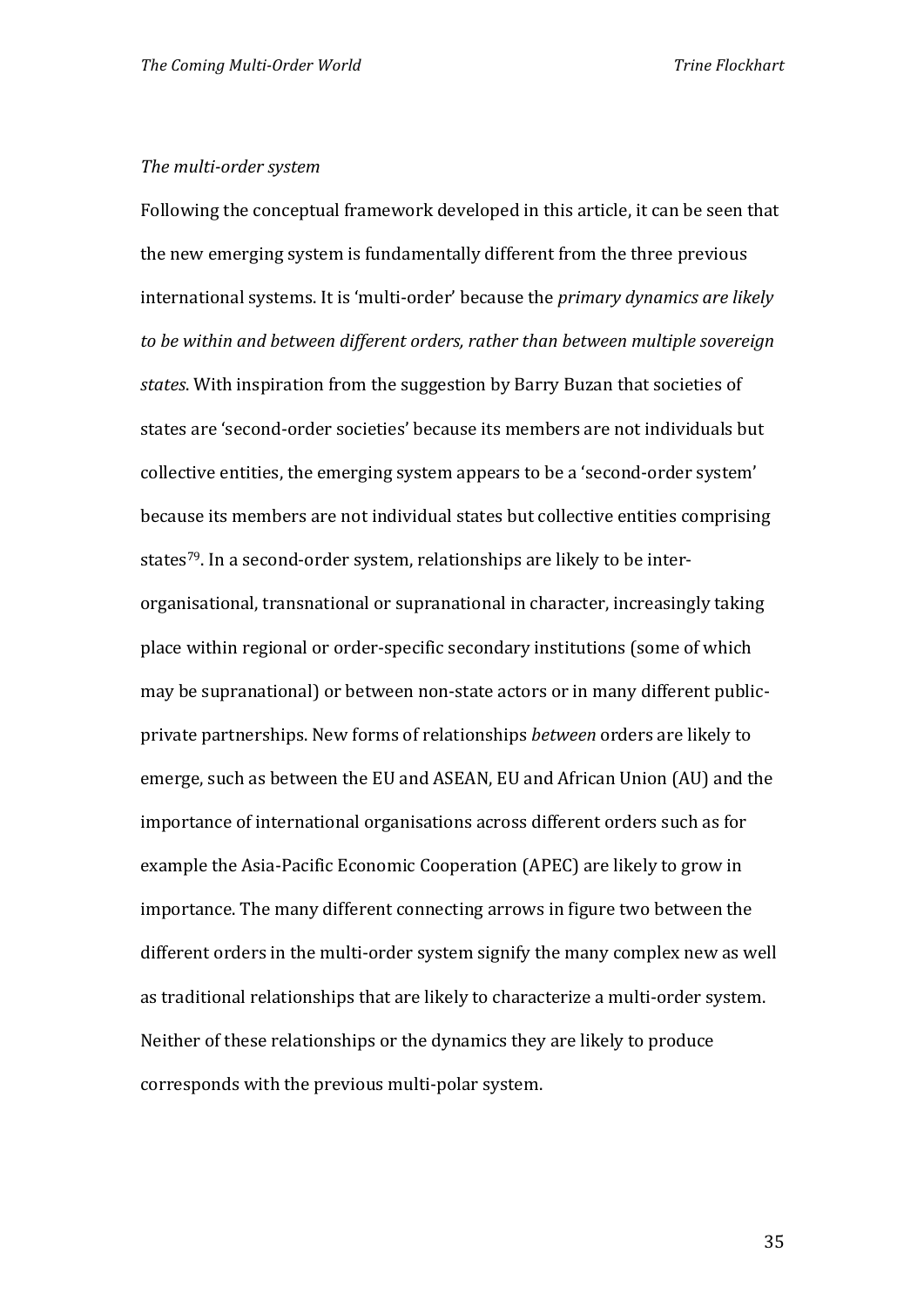*The multi-order system*

Following the conceptual framework developed in this article, it can be seen that the new emerging system is fundamentally different from the three previous international systems. It is 'multi-order' because the *primary dynamics are likely to be within and between different orders, rather than between multiple sovereign states*. With inspiration from the suggestion by Barry Buzan that societies of states are 'second-order societies' because its members are not individuals but collective entities, the emerging system appears to be a 'second-order system' because its members are not individual states but collective entities comprising states[79]. In a second-order system, relationships are likely to be inter-organisational, transnational or supranational in character, increasingly taking place within regional or order-specific secondary institutions (some of which may be supranational) or between non-state actors or in many different public-private partnerships. New forms of relationships *between* orders are likely to emerge, such as between the EU and ASEAN, EU and African Union (AU) and the importance of international organisations across different orders such as for example the Asia-Pacific Economic Cooperation (APEC) are likely to grow in importance. The many different connecting arrows in figure two between the different orders in the multi-order system signify the many complex new as well as traditional relationships that are likely to characterize a multi-order system. Neither of these relationships or the dynamics they are likely to produce corresponds with the previous multi-polar system.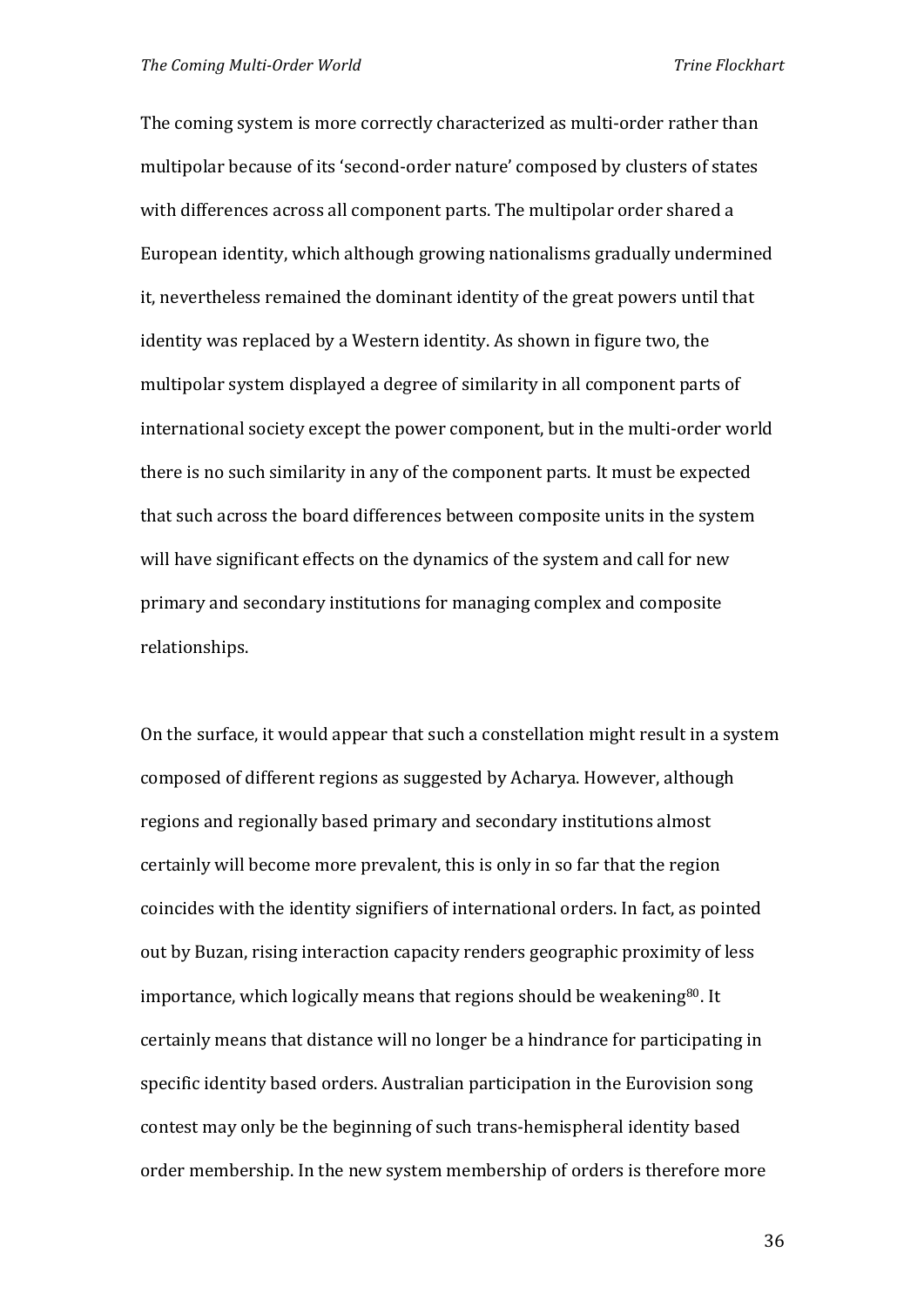The coming system is more correctly characterized as multi-order rather than multipolar because of its 'second-order nature' composed by clusters of states with differences across all component parts. The multipolar order shared a European identity, which although growing nationalisms gradually undermined it, nevertheless remained the dominant identity of the great powers until that identity was replaced by a Western identity. As shown in figure two, the multipolar system displayed a degree of similarity in all component parts of international society except the power component, but in the multi-order world there is no such similarity in any of the component parts. It must be expected that such across the board differences between composite units in the system will have significant effects on the dynamics of the system and call for new primary and secondary institutions for managing complex and composite relationships.

On the surface, it would appear that such a constellation might result in a system composed of different regions as suggested by Acharya. However, although regions and regionally based primary and secondary institutions almost certainly will become more prevalent, this is only in so far that the region coincides with the identity signifiers of international orders. In fact, as pointed out by Buzan, rising interaction capacity renders geographic proximity of less importance, which logically means that regions should be weakening[80]. It certainly means that distance will no longer be a hindrance for participating in specific identity based orders. Australian participation in the Eurovision song contest may only be the beginning of such trans-hemispheral identity based order membership. In the new system membership of orders is therefore more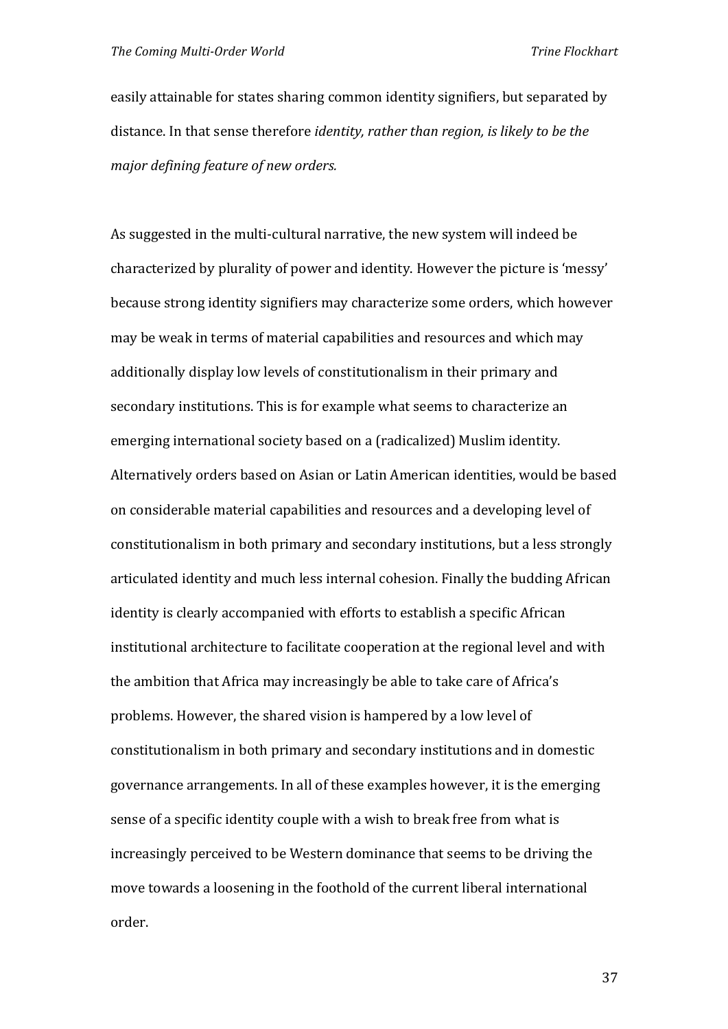easily attainable for states sharing common identity signifiers, but separated by distance. In that sense therefore *identity, rather than region, is likely to be the major defining feature of new orders.*

As suggested in the multi-cultural narrative, the new system will indeed be characterized by plurality of power and identity. However the picture is 'messy' because strong identity signifiers may characterize some orders, which however may be weak in terms of material capabilities and resources and which may additionally display low levels of constitutionalism in their primary and secondary institutions. This is for example what seems to characterize an emerging international society based on a (radicalized) Muslim identity. Alternatively orders based on Asian or Latin American identities, would be based on considerable material capabilities and resources and a developing level of constitutionalism in both primary and secondary institutions, but a less strongly articulated identity and much less internal cohesion. Finally the budding African identity is clearly accompanied with efforts to establish a specific African institutional architecture to facilitate cooperation at the regional level and with the ambition that Africa may increasingly be able to take care of Africa's problems. However, the shared vision is hampered by a low level of constitutionalism in both primary and secondary institutions and in domestic governance arrangements. In all of these examples however, it is the emerging sense of a specific identity couple with a wish to break free from what is increasingly perceived to be Western dominance that seems to be driving the move towards a loosening in the foothold of the current liberal international order.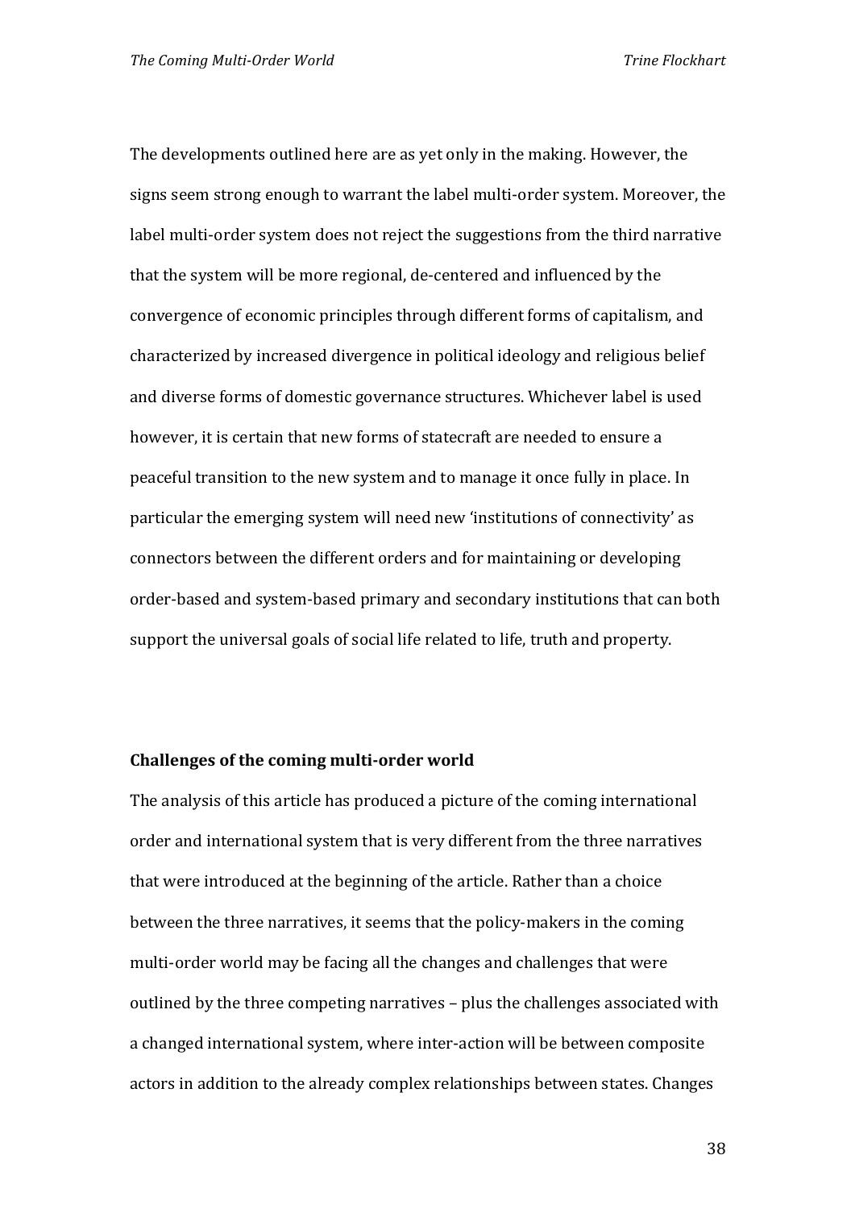The developments outlined here are as yet only in the making. However, the signs seem strong enough to warrant the label multi-order system. Moreover, the label multi-order system does not reject the suggestions from the third narrative that the system will be more regional, de-centered and influenced by the convergence of economic principles through different forms of capitalism, and characterized by increased divergence in political ideology and religious belief and diverse forms of domestic governance structures. Whichever label is used however, it is certain that new forms of statecraft are needed to ensure a peaceful transition to the new system and to manage it once fully in place. In particular the emerging system will need new 'institutions of connectivity' as connectors between the different orders and for maintaining or developing order-based and system-based primary and secondary institutions that can both support the universal goals of social life related to life, truth and property.

## Challenges of the coming multi-order world

The analysis of this article has produced a picture of the coming international order and international system that is very different from the three narratives that were introduced at the beginning of the article. Rather than a choice between the three narratives, it seems that the policy-makers in the coming multi-order world may be facing all the changes and challenges that were outlined by the three competing narratives – plus the challenges associated with a changed international system, where inter-action will be between composite actors in addition to the already complex relationships between states. Changes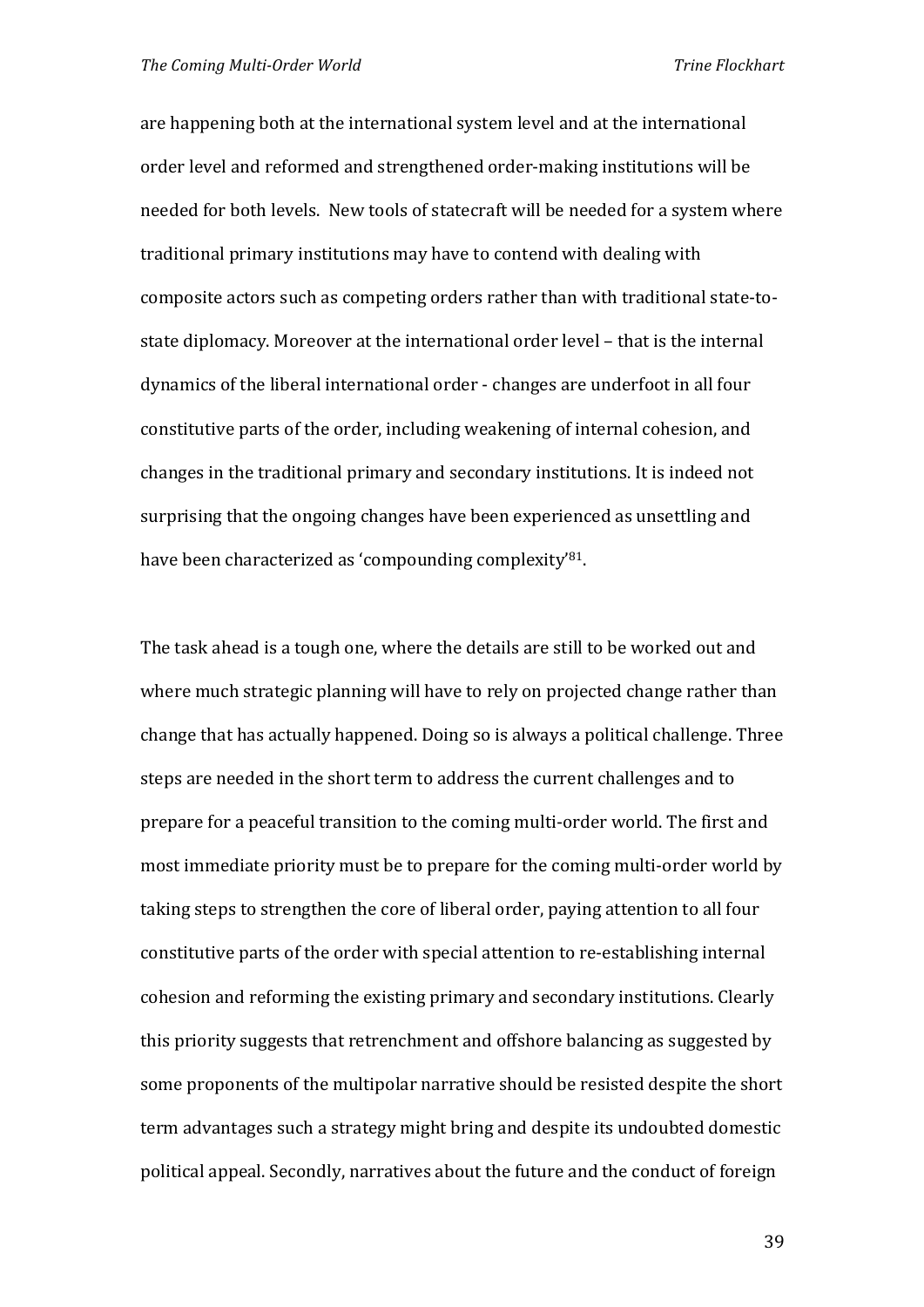are happening both at the international system level and at the international order level and reformed and strengthened order-making institutions will be needed for both levels. New tools of statecraft will be needed for a system where traditional primary institutions may have to contend with dealing with composite actors such as competing orders rather than with traditional state-to-state diplomacy. Moreover at the international order level – that is the internal dynamics of the liberal international order - changes are underfoot in all four constitutive parts of the order, including weakening of internal cohesion, and changes in the traditional primary and secondary institutions. It is indeed not surprising that the ongoing changes have been experienced as unsettling and have been characterized as 'compounding complexity'[81].

The task ahead is a tough one, where the details are still to be worked out and where much strategic planning will have to rely on projected change rather than change that has actually happened. Doing so is always a political challenge. Three steps are needed in the short term to address the current challenges and to prepare for a peaceful transition to the coming multi-order world. The first and most immediate priority must be to prepare for the coming multi-order world by taking steps to strengthen the core of liberal order, paying attention to all four constitutive parts of the order with special attention to re-establishing internal cohesion and reforming the existing primary and secondary institutions. Clearly this priority suggests that retrenchment and offshore balancing as suggested by some proponents of the multipolar narrative should be resisted despite the short term advantages such a strategy might bring and despite its undoubted domestic political appeal. Secondly, narratives about the future and the conduct of foreign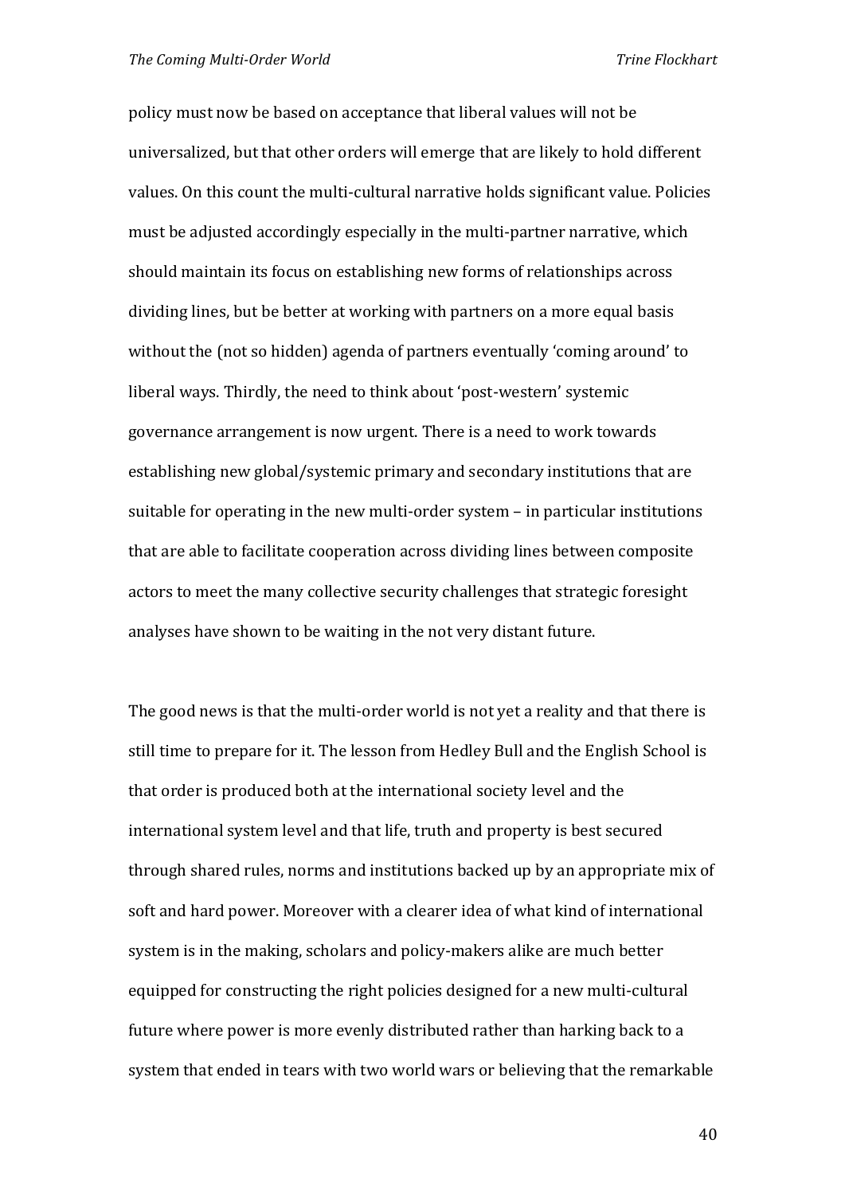policy must now be based on acceptance that liberal values will not be universalized, but that other orders will emerge that are likely to hold different values. On this count the multi-cultural narrative holds significant value. Policies must be adjusted accordingly especially in the multi-partner narrative, which should maintain its focus on establishing new forms of relationships across dividing lines, but be better at working with partners on a more equal basis without the (not so hidden) agenda of partners eventually 'coming around' to liberal ways. Thirdly, the need to think about 'post-western' systemic governance arrangement is now urgent. There is a need to work towards establishing new global/systemic primary and secondary institutions that are suitable for operating in the new multi-order system – in particular institutions that are able to facilitate cooperation across dividing lines between composite actors to meet the many collective security challenges that strategic foresight analyses have shown to be waiting in the not very distant future.

The good news is that the multi-order world is not yet a reality and that there is still time to prepare for it. The lesson from Hedley Bull and the English School is that order is produced both at the international society level and the international system level and that life, truth and property is best secured through shared rules, norms and institutions backed up by an appropriate mix of soft and hard power. Moreover with a clearer idea of what kind of international system is in the making, scholars and policy-makers alike are much better equipped for constructing the right policies designed for a new multi-cultural future where power is more evenly distributed rather than harking back to a system that ended in tears with two world wars or believing that the remarkable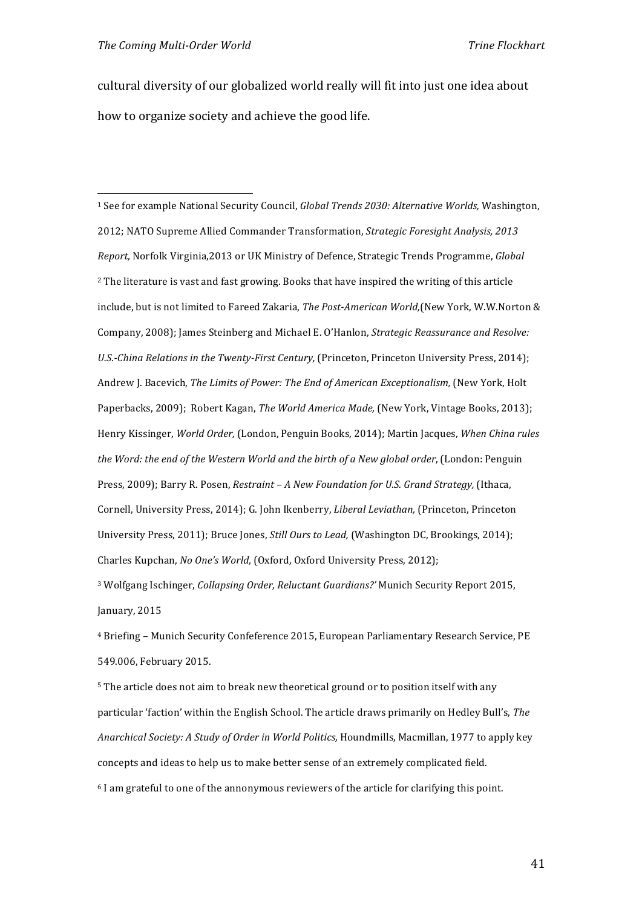cultural diversity of our globalized world really will fit into just one idea about how to organize society and achieve the good life.

---

[1] See for example National Security Council, *Global Trends 2030: Alternative Worlds,* Washington, 2012; NATO Supreme Allied Commander Transformation, *Strategic Foresight Analysis, 2013 Report,* Norfolk Virginia,2013 or UK Ministry of Defence, Strategic Trends Programme, *Global*

[2] The literature is vast and fast growing. Books that have inspired the writing of this article include, but is not limited to Fareed Zakaria, *The Post-American World,*(New York, W.W.Norton & Company, 2008); James Steinberg and Michael E. O'Hanlon, *Strategic Reassurance and Resolve: U.S.-China Relations in the Twenty-First Century,* (Princeton, Princeton University Press, 2014); Andrew J. Bacevich, *The Limits of Power: The End of American Exceptionalism,* (New York, Holt Paperbacks, 2009); Robert Kagan, *The World America Made,* (New York, Vintage Books, 2013); Henry Kissinger, *World Order,* (London, Penguin Books, 2014); Martin Jacques, *When China rules the Word: the end of the Western World and the birth of a New global order*, (London: Penguin Press, 2009); Barry R. Posen, *Restraint – A New Foundation for U.S. Grand Strategy,* (Ithaca, Cornell, University Press, 2014); G. John Ikenberry, *Liberal Leviathan,* (Princeton, Princeton University Press, 2011); Bruce Jones, *Still Ours to Lead,* (Washington DC, Brookings, 2014); Charles Kupchan, *No One's World,* (Oxford, Oxford University Press, 2012);

[3] Wolfgang Ischinger, *Collapsing Order, Reluctant Guardians?'* Munich Security Report 2015, January, 2015

[4] Briefing – Munich Security Confeference 2015, European Parliamentary Research Service, PE 549.006, February 2015.

[5] The article does not aim to break new theoretical ground or to position itself with any particular 'faction' within the English School. The article draws primarily on Hedley Bull's, *The Anarchical Society: A Study of Order in World Politics,* Houndmills, Macmillan, 1977 to apply key concepts and ideas to help us to make better sense of an extremely complicated field.

[6] I am grateful to one of the annonymous reviewers of the article for clarifying this point.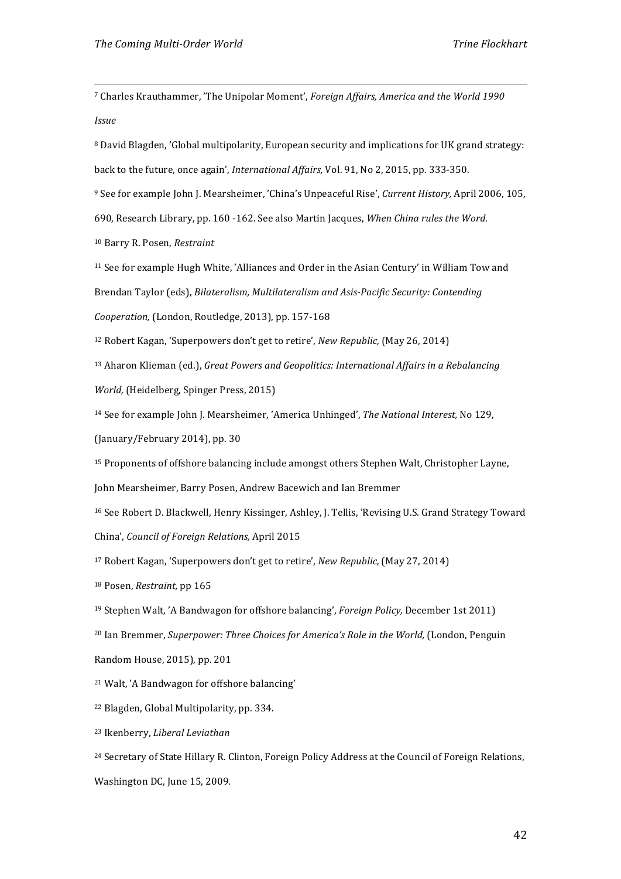[7] Charles Krauthammer, 'The Unipolar Moment', *Foreign Affairs, America and the World 1990 Issue*

[8] David Blagden, 'Global multipolarity, European security and implications for UK grand strategy: back to the future, once again', *International Affairs,* Vol. 91, No 2, 2015, pp. 333-350.

[9] See for example John J. Mearsheimer, 'China's Unpeaceful Rise', *Current History,* April 2006, 105, 690, Research Library, pp. 160 -162. See also Martin Jacques, *When China rules the Word*.

[10] Barry R. Posen, *Restraint*

[11] See for example Hugh White, 'Alliances and Order in the Asian Century' in William Tow and Brendan Taylor (eds), *Bilateralism, Multilateralism and Asis-Pacific Security: Contending Cooperation,* (London, Routledge, 2013), pp. 157-168

[12] Robert Kagan, 'Superpowers don't get to retire', *New Republic,* (May 26, 2014)

[13] Aharon Klieman (ed.), *Great Powers and Geopolitics: International Affairs in a Rebalancing World,* (Heidelberg, Spinger Press, 2015)

[14] See for example John J. Mearsheimer, 'America Unhinged', *The National Interest,* No 129, (January/February 2014), pp. 30

[15] Proponents of offshore balancing include amongst others Stephen Walt, Christopher Layne, John Mearsheimer, Barry Posen, Andrew Bacewich and Ian Bremmer

[16] See Robert D. Blackwell, Henry Kissinger, Ashley, J. Tellis, 'Revising U.S. Grand Strategy Toward China', *Council of Foreign Relations,* April 2015

[17] Robert Kagan, 'Superpowers don't get to retire', *New Republic,* (May 27, 2014)

[18] Posen, *Restraint,* pp 165

[19] Stephen Walt, 'A Bandwagon for offshore balancing', *Foreign Policy,* December 1st 2011)

[20] Ian Bremmer, *Superpower: Three Choices for America's Role in the World,* (London, Penguin Random House, 2015), pp. 201

[21] Walt, 'A Bandwagon for offshore balancing'

[22] Blagden, Global Multipolarity, pp. 334.

[23] Ikenberry, *Liberal Leviathan*

[24] Secretary of State Hillary R. Clinton, Foreign Policy Address at the Council of Foreign Relations, Washington DC, June 15, 2009.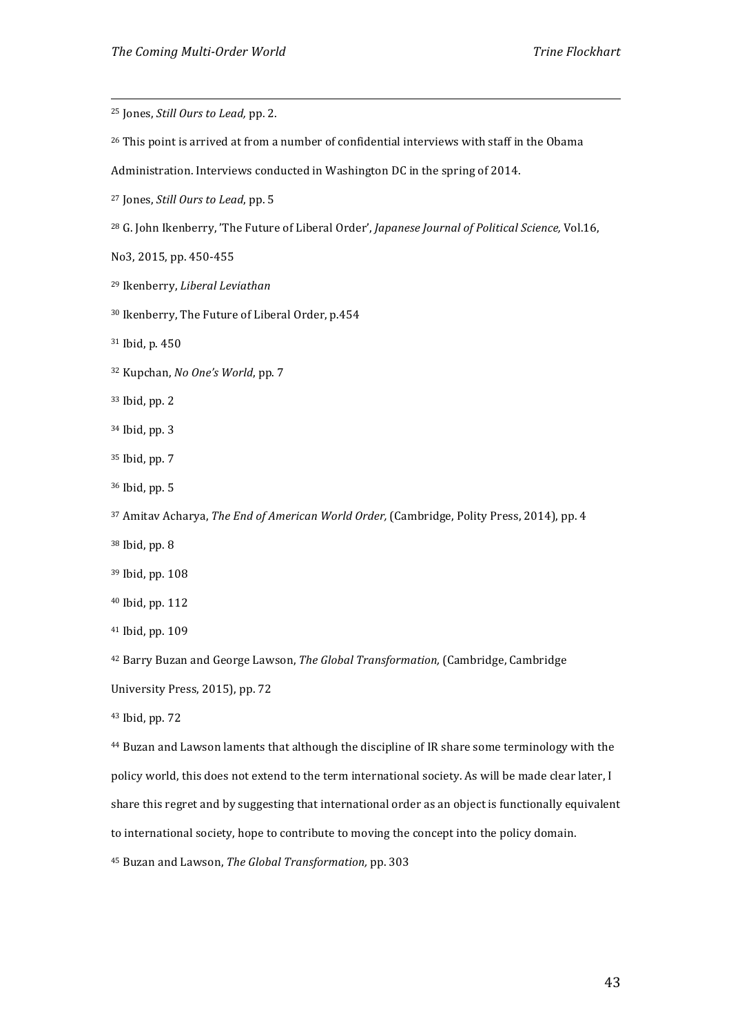[25] Jones, *Still Ours to Lead,* pp. 2.

[26] This point is arrived at from a number of confidential interviews with staff in the Obama Administration. Interviews conducted in Washington DC in the spring of 2014.

[27] Jones, *Still Ours to Lead*, pp. 5

[28] G. John Ikenberry, 'The Future of Liberal Order', *Japanese Journal of Political Science,* Vol.16, No3, 2015, pp. 450-455

[29] Ikenberry, *Liberal Leviathan*

[30] Ikenberry, The Future of Liberal Order, p.454

[31] Ibid, p. 450

[32] Kupchan, *No One's World*, pp. 7

[33] Ibid, pp. 2

[34] Ibid, pp. 3

[35] Ibid, pp. 7

[36] Ibid, pp. 5

[37] Amitav Acharya, *The End of American World Order,* (Cambridge, Polity Press, 2014), pp. 4

[38] Ibid, pp. 8

[39] Ibid, pp. 108

[40] Ibid, pp. 112

[41] Ibid, pp. 109

[42] Barry Buzan and George Lawson, *The Global Transformation,* (Cambridge, Cambridge University Press, 2015), pp. 72

[43] Ibid, pp. 72

[44] Buzan and Lawson laments that although the discipline of IR share some terminology with the policy world, this does not extend to the term international society. As will be made clear later, I share this regret and by suggesting that international order as an object is functionally equivalent to international society, hope to contribute to moving the concept into the policy domain.

[45] Buzan and Lawson, *The Global Transformation,* pp. 303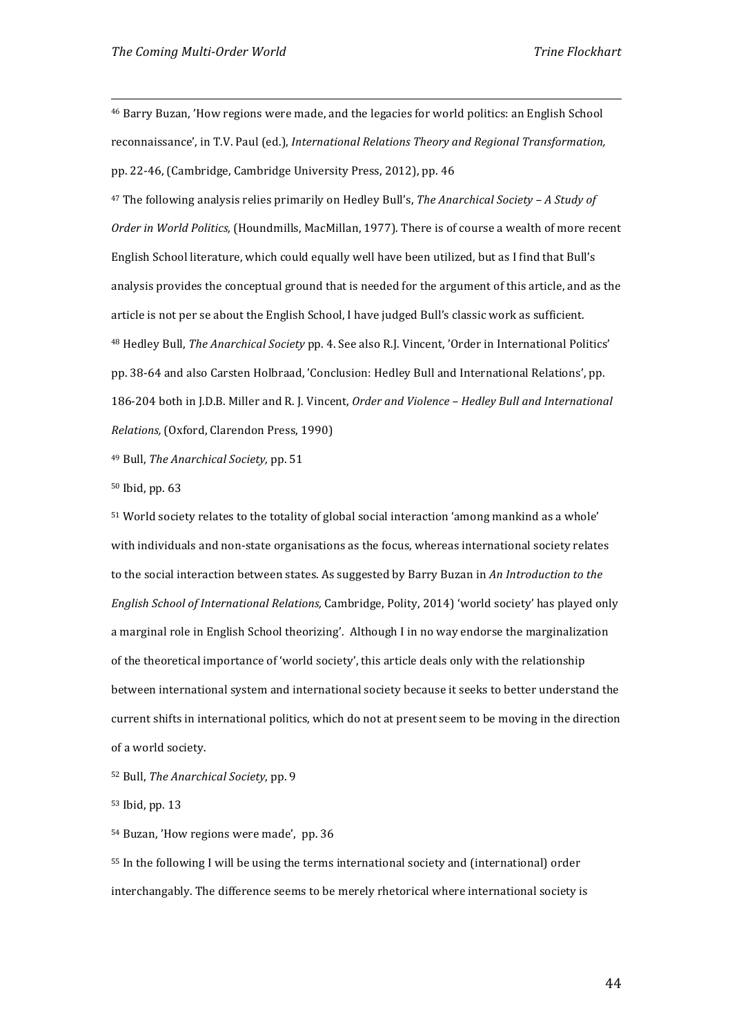[46] Barry Buzan, 'How regions were made, and the legacies for world politics: an English School reconnaissance', in T.V. Paul (ed.), *International Relations Theory and Regional Transformation,* pp. 22-46, (Cambridge, Cambridge University Press, 2012), pp. 46

[47] The following analysis relies primarily on Hedley Bull's, *The Anarchical Society – A Study of Order in World Politics,* (Houndmills, MacMillan, 1977). There is of course a wealth of more recent English School literature, which could equally well have been utilized, but as I find that Bull's analysis provides the conceptual ground that is needed for the argument of this article, and as the article is not per se about the English School, I have judged Bull's classic work as sufficient.

[48] Hedley Bull, *The Anarchical Society* pp. 4. See also R.J. Vincent, 'Order in International Politics' pp. 38-64 and also Carsten Holbraad, 'Conclusion: Hedley Bull and International Relations', pp. 186-204 both in J.D.B. Miller and R. J. Vincent, *Order and Violence – Hedley Bull and International Relations,* (Oxford, Clarendon Press, 1990)

[49] Bull, *The Anarchical Society,* pp. 51

[50] Ibid, pp. 63

[51] World society relates to the totality of global social interaction 'among mankind as a whole' with individuals and non-state organisations as the focus, whereas international society relates to the social interaction between states. As suggested by Barry Buzan in *An Introduction to the English School of International Relations,* Cambridge, Polity, 2014) 'world society' has played only a marginal role in English School theorizing'. Although I in no way endorse the marginalization of the theoretical importance of 'world society', this article deals only with the relationship between international system and international society because it seeks to better understand the current shifts in international politics, which do not at present seem to be moving in the direction of a world society.

[52] Bull, *The Anarchical Society*, pp. 9

[53] Ibid, pp. 13

[54] Buzan, 'How regions were made', pp. 36

[55] In the following I will be using the terms international society and (international) order interchangably. The difference seems to be merely rhetorical where international society is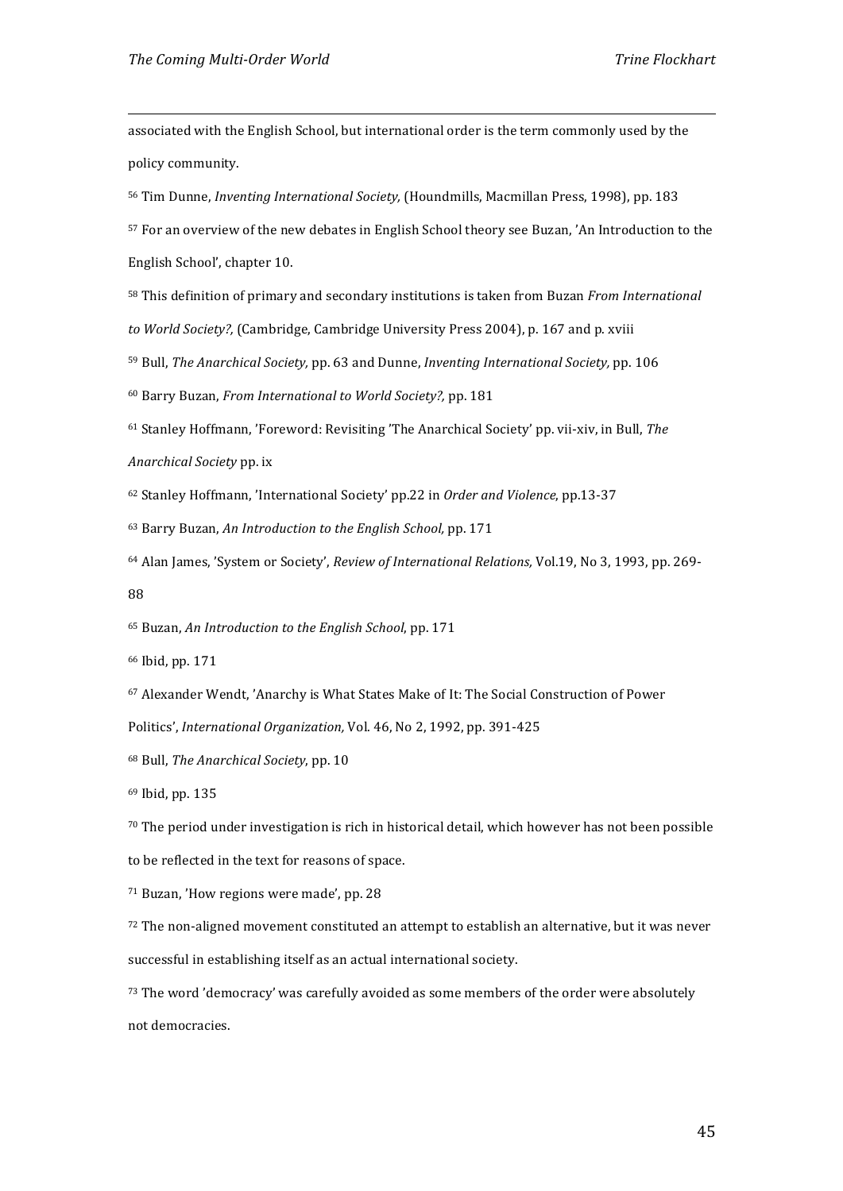associated with the English School, but international order is the term commonly used by the policy community.

[56] Tim Dunne, *Inventing International Society,* (Houndmills, Macmillan Press, 1998), pp. 183

[57] For an overview of the new debates in English School theory see Buzan, 'An Introduction to the English School', chapter 10.

[58] This definition of primary and secondary institutions is taken from Buzan *From International to World Society?,* (Cambridge, Cambridge University Press 2004), p. 167 and p. xviii

[59] Bull, *The Anarchical Society,* pp. 63 and Dunne, *Inventing International Society,* pp. 106

[60] Barry Buzan, *From International to World Society?,* pp. 181

[61] Stanley Hoffmann, 'Foreword: Revisiting 'The Anarchical Society' pp. vii-xiv, in Bull, *The Anarchical Society* pp. ix

[62] Stanley Hoffmann, 'International Society' pp.22 in *Order and Violence*, pp.13-37

[63] Barry Buzan, *An Introduction to the English School,* pp. 171

[64] Alan James, 'System or Society', *Review of International Relations,* Vol.19, No 3, 1993, pp. 269-88

[65] Buzan, *An Introduction to the English School*, pp. 171

[66] Ibid, pp. 171

[67] Alexander Wendt, 'Anarchy is What States Make of It: The Social Construction of Power Politics', *International Organization,* Vol. 46, No 2, 1992, pp. 391-425

[68] Bull, *The Anarchical Society*, pp. 10

[69] Ibid, pp. 135

[70] The period under investigation is rich in historical detail, which however has not been possible to be reflected in the text for reasons of space.

[71] Buzan, 'How regions were made', pp. 28

[72] The non-aligned movement constituted an attempt to establish an alternative, but it was never successful in establishing itself as an actual international society.

[73] The word 'democracy' was carefully avoided as some members of the order were absolutely not democracies.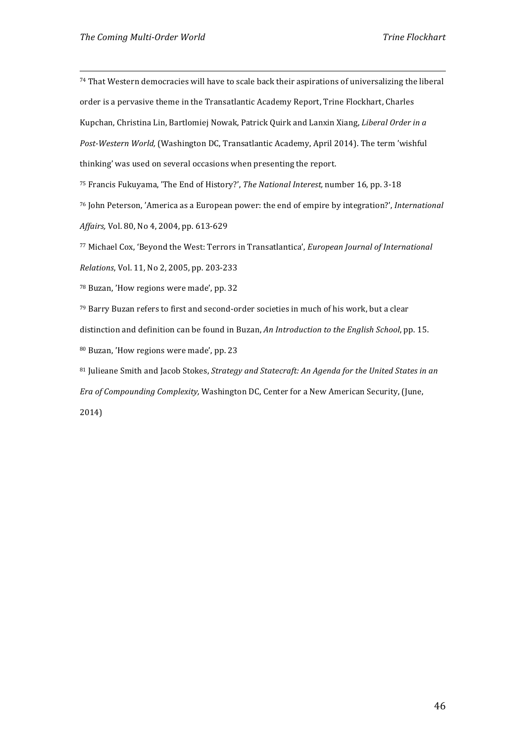[74] That Western democracies will have to scale back their aspirations of universalizing the liberal order is a pervasive theme in the Transatlantic Academy Report, Trine Flockhart, Charles Kupchan, Christina Lin, Bartlomiej Nowak, Patrick Quirk and Lanxin Xiang, *Liberal Order in a Post-Western World,* (Washington DC, Transatlantic Academy, April 2014). The term 'wishful thinking' was used on several occasions when presenting the report.

[75] Francis Fukuyama, 'The End of History?', *The National Interest,* number 16, pp. 3-18

[76] John Peterson, 'America as a European power: the end of empire by integration?', *International Affairs,* Vol. 80, No 4, 2004, pp. 613-629

[77] Michael Cox, 'Beyond the West: Terrors in Transatlantica', *European Journal of International Relations*, Vol. 11, No 2, 2005, pp. 203-233

[78] Buzan, 'How regions were made', pp. 32

[79] Barry Buzan refers to first and second-order societies in much of his work, but a clear distinction and definition can be found in Buzan, *An Introduction to the English School*, pp. 15.

[80] Buzan, 'How regions were made', pp. 23

[81] Julieane Smith and Jacob Stokes, *Strategy and Statecraft: An Agenda for the United States in an Era of Compounding Complexity,* Washington DC, Center for a New American Security, (June, 2014)